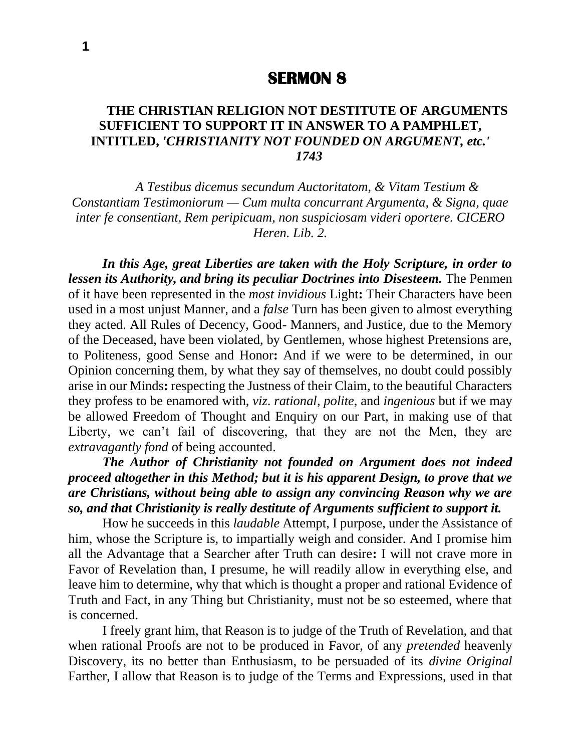# SERMON 8

## THE CHRISTIAN RELIGION NOT DESTITUTE OF ARGUMENTS SUFFICIENT TO SUPPORT IT IN ANSWER TO A PAMPHLET, INTITLED, *'CHRISTIANITY NOT FOUNDED ON ARGUMENT, etc.' 1743*

*A Testibus dicemus secundum Auctoritatom, & Vitam Testium & Constantiam Testimoniorum — Cum multa concurrant Argumenta, & Signa, quae inter fe consentiant, Rem peripicuam, non suspiciosam videri oportere. CICERO Heren. Lib. 2.*

***In this Age, great Liberties are taken with the Holy Scripture, in order to lessen its Authority, and bring its peculiar Doctrines into Disesteem.*** The Penmen of it have been represented in the *most invidious* Light**:** Their Characters have been used in a most unjust Manner, and a *false* Turn has been given to almost everything they acted. All Rules of Decency, Good- Manners, and Justice, due to the Memory of the Deceased, have been violated, by Gentlemen, whose highest Pretensions are, to Politeness, good Sense and Honor**:** And if we were to be determined, in our Opinion concerning them, by what they say of themselves, no doubt could possibly arise in our Minds**:** respecting the Justness of their Claim, to the beautiful Characters they profess to be enamored with, *viz. rational*, *polite*, and *ingenious* but if we may be allowed Freedom of Thought and Enquiry on our Part, in making use of that Liberty, we can't fail of discovering, that they are not the Men, they are *extravagantly fond* of being accounted.

***The Author of Christianity not founded on Argument does not indeed proceed altogether in this Method; but it is his apparent Design, to prove that we are Christians, without being able to assign any convincing Reason why we are so, and that Christianity is really destitute of Arguments sufficient to support it.***

How he succeeds in this *laudable* Attempt, I purpose, under the Assistance of him, whose the Scripture is, to impartially weigh and consider. And I promise him all the Advantage that a Searcher after Truth can desire**:** I will not crave more in Favor of Revelation than, I presume, he will readily allow in everything else, and leave him to determine, why that which is thought a proper and rational Evidence of Truth and Fact, in any Thing but Christianity, must not be so esteemed, where that is concerned.

I freely grant him, that Reason is to judge of the Truth of Revelation, and that when rational Proofs are not to be produced in Favor, of any *pretended* heavenly Discovery, its no better than Enthusiasm, to be persuaded of its *divine Original* Farther, I allow that Reason is to judge of the Terms and Expressions, used in that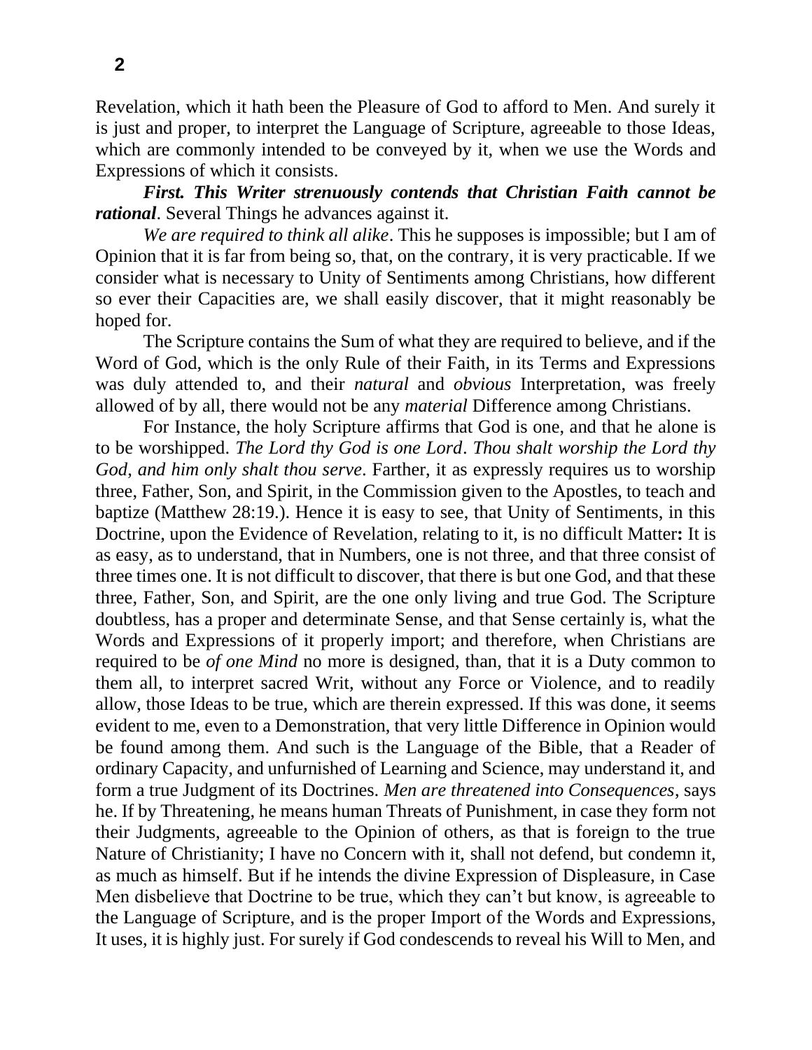Revelation, which it hath been the Pleasure of God to afford to Men. And surely it is just and proper, to interpret the Language of Scripture, agreeable to those Ideas, which are commonly intended to be conveyed by it, when we use the Words and Expressions of which it consists.

***First. This Writer strenuously contends that Christian Faith cannot be rational***. Several Things he advances against it.

*We are required to think all alike*. This he supposes is impossible; but I am of Opinion that it is far from being so, that, on the contrary, it is very practicable. If we consider what is necessary to Unity of Sentiments among Christians, how different so ever their Capacities are, we shall easily discover, that it might reasonably be hoped for.

The Scripture contains the Sum of what they are required to believe, and if the Word of God, which is the only Rule of their Faith, in its Terms and Expressions was duly attended to, and their *natural* and *obvious* Interpretation, was freely allowed of by all, there would not be any *material* Difference among Christians.

For Instance, the holy Scripture affirms that God is one, and that he alone is to be worshipped. *The Lord thy God is one Lord*. *Thou shalt worship the Lord thy God, and him only shalt thou serve*. Farther, it as expressly requires us to worship three, Father, Son, and Spirit, in the Commission given to the Apostles, to teach and baptize (Matthew 28:19.). Hence it is easy to see, that Unity of Sentiments, in this Doctrine, upon the Evidence of Revelation, relating to it, is no difficult Matter**:** It is as easy, as to understand, that in Numbers, one is not three, and that three consist of three times one. It is not difficult to discover, that there is but one God, and that these three, Father, Son, and Spirit, are the one only living and true God. The Scripture doubtless, has a proper and determinate Sense, and that Sense certainly is, what the Words and Expressions of it properly import; and therefore, when Christians are required to be *of one Mind* no more is designed, than, that it is a Duty common to them all, to interpret sacred Writ, without any Force or Violence, and to readily allow, those Ideas to be true, which are therein expressed. If this was done, it seems evident to me, even to a Demonstration, that very little Difference in Opinion would be found among them. And such is the Language of the Bible, that a Reader of ordinary Capacity, and unfurnished of Learning and Science, may understand it, and form a true Judgment of its Doctrines. *Men are threatened into Consequences*, says he. If by Threatening, he means human Threats of Punishment, in case they form not their Judgments, agreeable to the Opinion of others, as that is foreign to the true Nature of Christianity; I have no Concern with it, shall not defend, but condemn it, as much as himself. But if he intends the divine Expression of Displeasure, in Case Men disbelieve that Doctrine to be true, which they can't but know, is agreeable to the Language of Scripture, and is the proper Import of the Words and Expressions, It uses, it is highly just. For surely if God condescends to reveal his Will to Men, and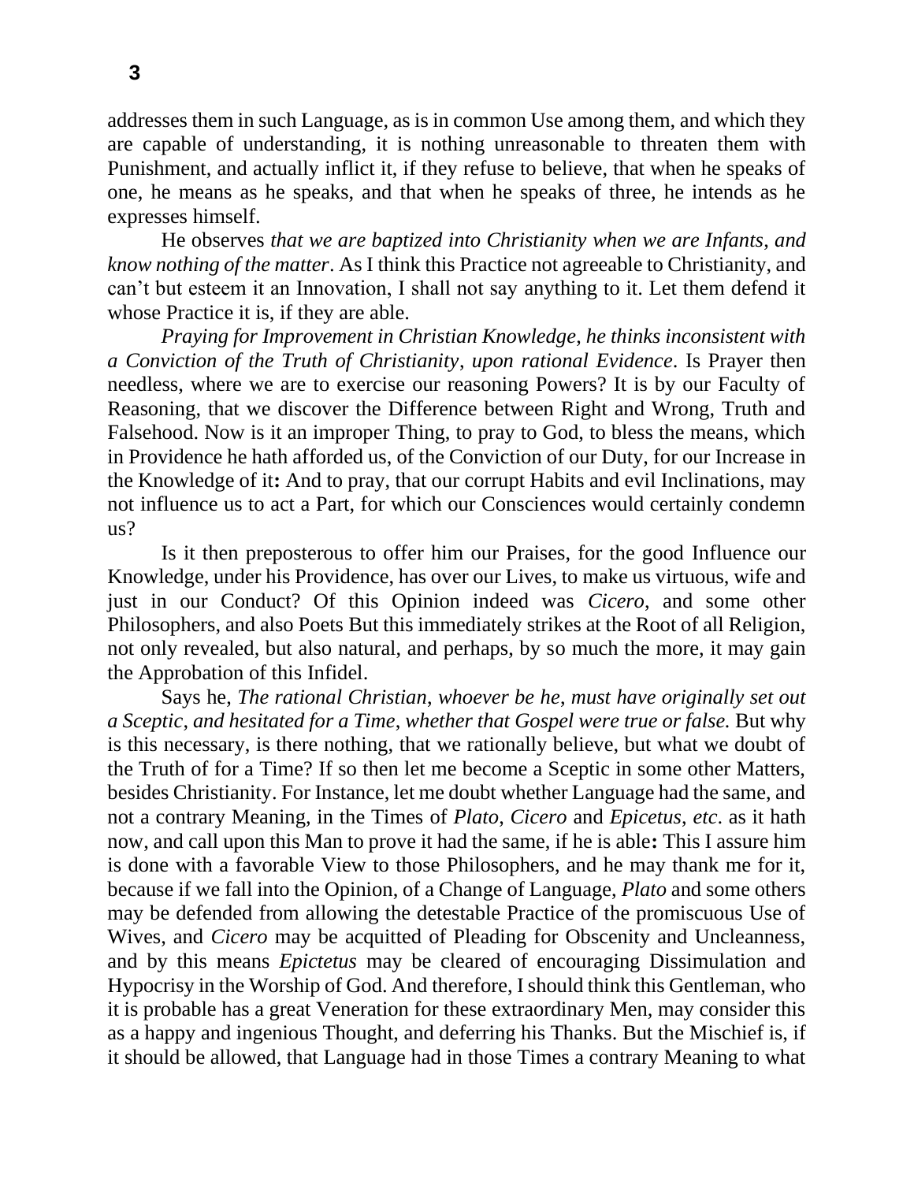addresses them in such Language, as is in common Use among them, and which they are capable of understanding, it is nothing unreasonable to threaten them with Punishment, and actually inflict it, if they refuse to believe, that when he speaks of one, he means as he speaks, and that when he speaks of three, he intends as he expresses himself.

He observes *that we are baptized into Christianity when we are Infants, and know nothing of the matter*. As I think this Practice not agreeable to Christianity, and can't but esteem it an Innovation, I shall not say anything to it. Let them defend it whose Practice it is, if they are able.

*Praying for Improvement in Christian Knowledge, he thinks inconsistent with a Conviction of the Truth of Christianity, upon rational Evidence*. Is Prayer then needless, where we are to exercise our reasoning Powers? It is by our Faculty of Reasoning, that we discover the Difference between Right and Wrong, Truth and Falsehood. Now is it an improper Thing, to pray to God, to bless the means, which in Providence he hath afforded us, of the Conviction of our Duty, for our Increase in the Knowledge of it**:** And to pray, that our corrupt Habits and evil Inclinations, may not influence us to act a Part, for which our Consciences would certainly condemn us?

Is it then preposterous to offer him our Praises, for the good Influence our Knowledge, under his Providence, has over our Lives, to make us virtuous, wife and just in our Conduct? Of this Opinion indeed was *Cicero*, and some other Philosophers, and also Poets But this immediately strikes at the Root of all Religion, not only revealed, but also natural, and perhaps, by so much the more, it may gain the Approbation of this Infidel.

Says he, *The rational Christian, whoever be he, must have originally set out a Sceptic, and hesitated for a Time, whether that Gospel were true or false.* But why is this necessary, is there nothing, that we rationally believe, but what we doubt of the Truth of for a Time? If so then let me become a Sceptic in some other Matters, besides Christianity. For Instance, let me doubt whether Language had the same, and not a contrary Meaning, in the Times of *Plato*, *Cicero* and *Epicetus, etc*. as it hath now, and call upon this Man to prove it had the same, if he is able**:** This I assure him is done with a favorable View to those Philosophers, and he may thank me for it, because if we fall into the Opinion, of a Change of Language, *Plato* and some others may be defended from allowing the detestable Practice of the promiscuous Use of Wives, and *Cicero* may be acquitted of Pleading for Obscenity and Uncleanness, and by this means *Epictetus* may be cleared of encouraging Dissimulation and Hypocrisy in the Worship of God. And therefore, I should think this Gentleman, who it is probable has a great Veneration for these extraordinary Men, may consider this as a happy and ingenious Thought, and deferring his Thanks. But the Mischief is, if it should be allowed, that Language had in those Times a contrary Meaning to what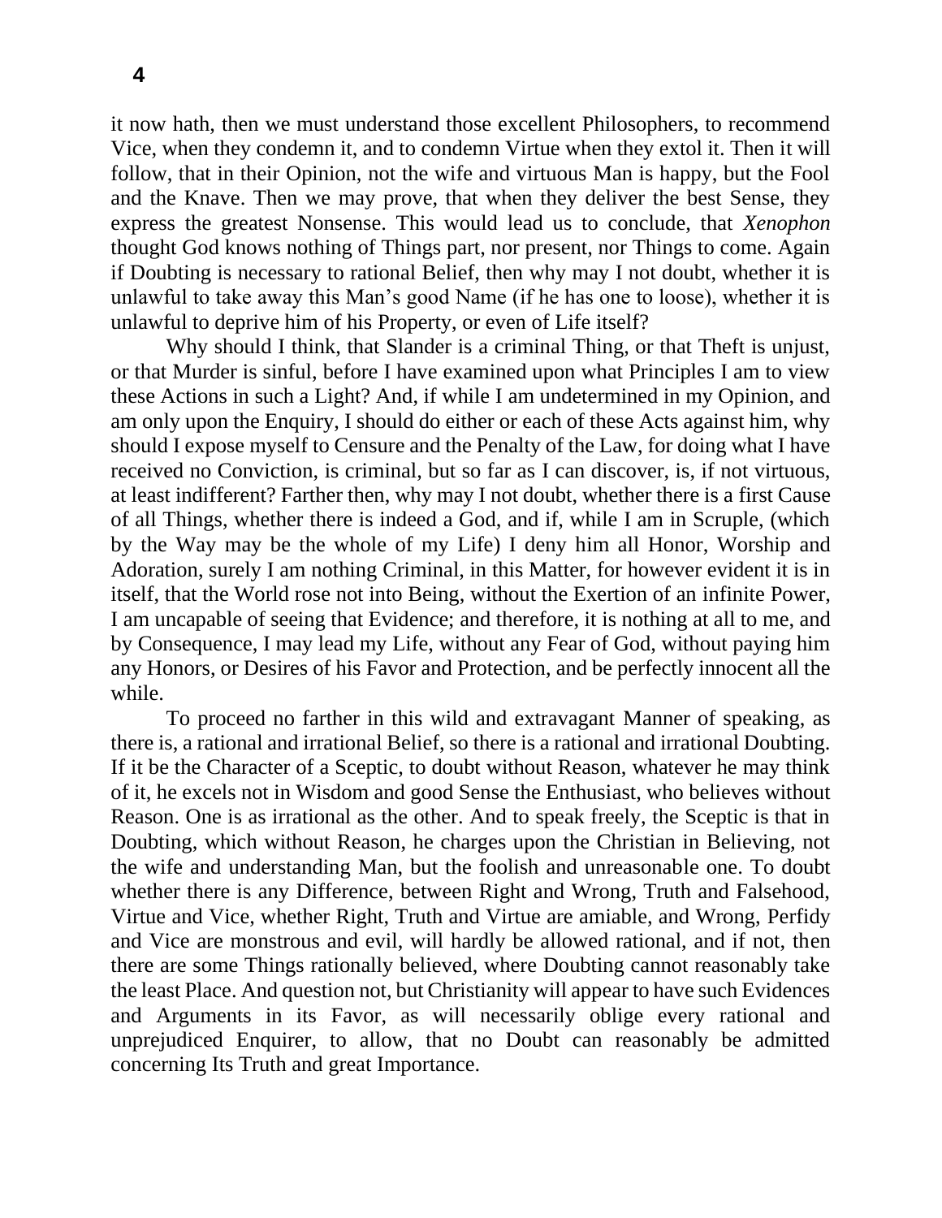it now hath, then we must understand those excellent Philosophers, to recommend Vice, when they condemn it, and to condemn Virtue when they extol it. Then it will follow, that in their Opinion, not the wife and virtuous Man is happy, but the Fool and the Knave. Then we may prove, that when they deliver the best Sense, they express the greatest Nonsense. This would lead us to conclude, that *Xenophon* thought God knows nothing of Things part, nor present, nor Things to come. Again if Doubting is necessary to rational Belief, then why may I not doubt, whether it is unlawful to take away this Man's good Name (if he has one to loose), whether it is unlawful to deprive him of his Property, or even of Life itself?

Why should I think, that Slander is a criminal Thing, or that Theft is unjust, or that Murder is sinful, before I have examined upon what Principles I am to view these Actions in such a Light? And, if while I am undetermined in my Opinion, and am only upon the Enquiry, I should do either or each of these Acts against him, why should I expose myself to Censure and the Penalty of the Law, for doing what I have received no Conviction, is criminal, but so far as I can discover, is, if not virtuous, at least indifferent? Farther then, why may I not doubt, whether there is a first Cause of all Things, whether there is indeed a God, and if, while I am in Scruple, (which by the Way may be the whole of my Life) I deny him all Honor, Worship and Adoration, surely I am nothing Criminal, in this Matter, for however evident it is in itself, that the World rose not into Being, without the Exertion of an infinite Power, I am uncapable of seeing that Evidence; and therefore, it is nothing at all to me, and by Consequence, I may lead my Life, without any Fear of God, without paying him any Honors, or Desires of his Favor and Protection, and be perfectly innocent all the while.

To proceed no farther in this wild and extravagant Manner of speaking, as there is, a rational and irrational Belief, so there is a rational and irrational Doubting. If it be the Character of a Sceptic, to doubt without Reason, whatever he may think of it, he excels not in Wisdom and good Sense the Enthusiast, who believes without Reason. One is as irrational as the other. And to speak freely, the Sceptic is that in Doubting, which without Reason, he charges upon the Christian in Believing, not the wife and understanding Man, but the foolish and unreasonable one. To doubt whether there is any Difference, between Right and Wrong, Truth and Falsehood, Virtue and Vice, whether Right, Truth and Virtue are amiable, and Wrong, Perfidy and Vice are monstrous and evil, will hardly be allowed rational, and if not, then there are some Things rationally believed, where Doubting cannot reasonably take the least Place. And question not, but Christianity will appear to have such Evidences and Arguments in its Favor, as will necessarily oblige every rational and unprejudiced Enquirer, to allow, that no Doubt can reasonably be admitted concerning Its Truth and great Importance.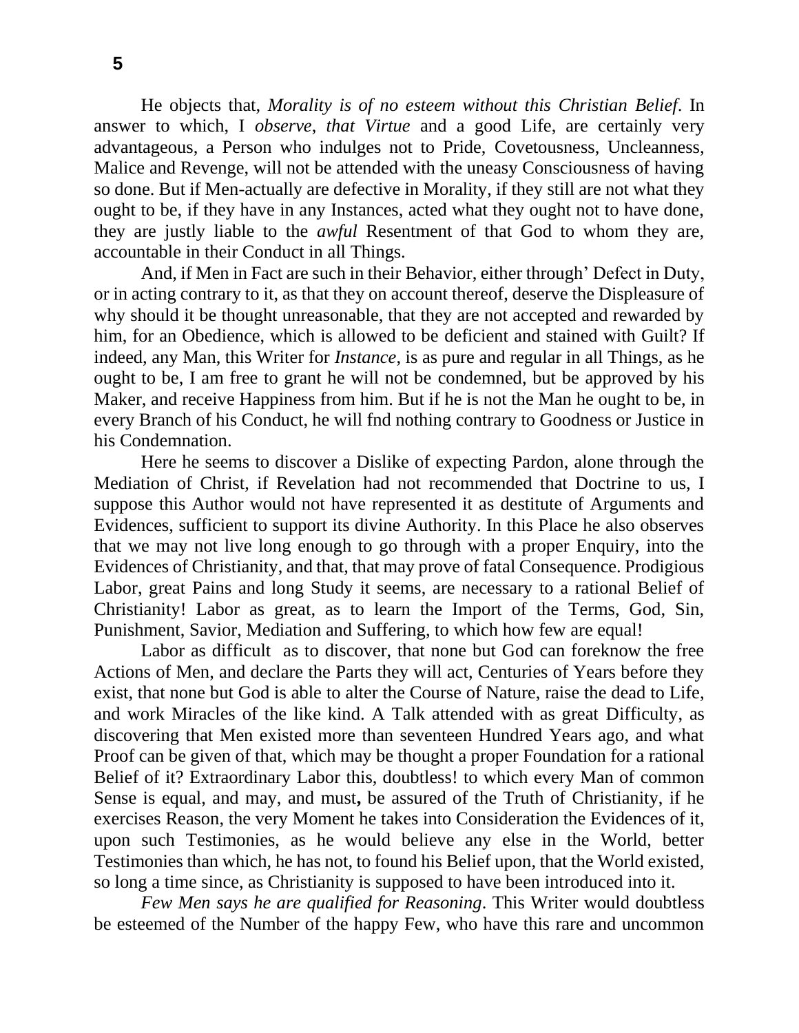He objects that, *Morality is of no esteem without this Christian Belief*. In answer to which, I *observe*, *that Virtue* and a good Life, are certainly very advantageous, a Person who indulges not to Pride, Covetousness, Uncleanness, Malice and Revenge, will not be attended with the uneasy Consciousness of having so done. But if Men-actually are defective in Morality, if they still are not what they ought to be, if they have in any Instances, acted what they ought not to have done, they are justly liable to the *awful* Resentment of that God to whom they are, accountable in their Conduct in all Things.

And, if Men in Fact are such in their Behavior, either through' Defect in Duty, or in acting contrary to it, as that they on account thereof, deserve the Displeasure of why should it be thought unreasonable, that they are not accepted and rewarded by him, for an Obedience, which is allowed to be deficient and stained with Guilt? If indeed, any Man, this Writer for *Instance*, is as pure and regular in all Things, as he ought to be, I am free to grant he will not be condemned, but be approved by his Maker, and receive Happiness from him. But if he is not the Man he ought to be, in every Branch of his Conduct, he will fnd nothing contrary to Goodness or Justice in his Condemnation.

Here he seems to discover a Dislike of expecting Pardon, alone through the Mediation of Christ, if Revelation had not recommended that Doctrine to us, I suppose this Author would not have represented it as destitute of Arguments and Evidences, sufficient to support its divine Authority. In this Place he also observes that we may not live long enough to go through with a proper Enquiry, into the Evidences of Christianity, and that, that may prove of fatal Consequence. Prodigious Labor, great Pains and long Study it seems, are necessary to a rational Belief of Christianity! Labor as great, as to learn the Import of the Terms, God, Sin, Punishment, Savior, Mediation and Suffering, to which how few are equal!

Labor as difficult as to discover, that none but God can foreknow the free Actions of Men, and declare the Parts they will act, Centuries of Years before they exist, that none but God is able to alter the Course of Nature, raise the dead to Life, and work Miracles of the like kind. A Talk attended with as great Difficulty, as discovering that Men existed more than seventeen Hundred Years ago, and what Proof can be given of that, which may be thought a proper Foundation for a rational Belief of it? Extraordinary Labor this, doubtless! to which every Man of common Sense is equal, and may, and must**,** be assured of the Truth of Christianity, if he exercises Reason, the very Moment he takes into Consideration the Evidences of it, upon such Testimonies, as he would believe any else in the World, better Testimonies than which, he has not, to found his Belief upon, that the World existed, so long a time since, as Christianity is supposed to have been introduced into it.

*Few Men says he are qualified for Reasoning*. This Writer would doubtless be esteemed of the Number of the happy Few, who have this rare and uncommon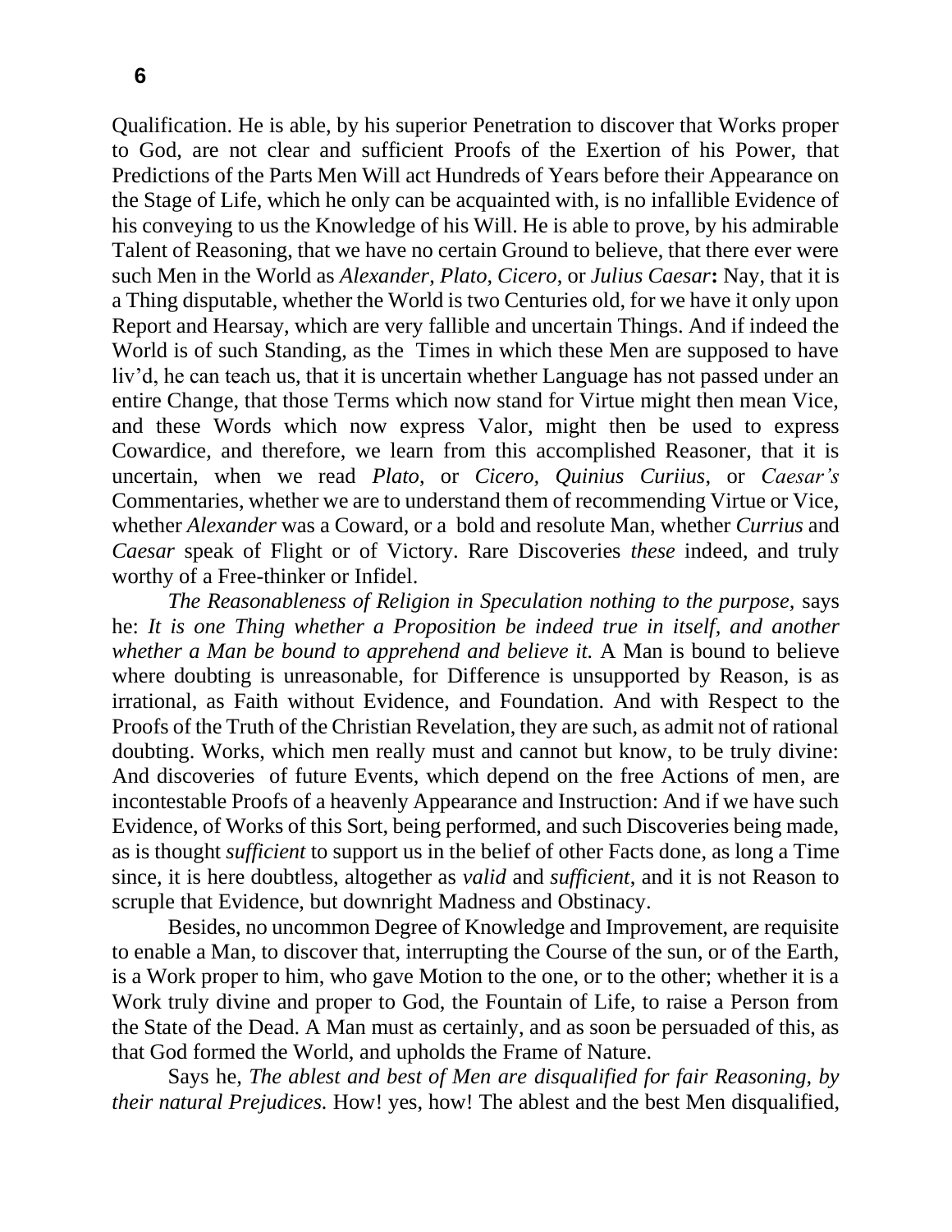Qualification. He is able, by his superior Penetration to discover that Works proper to God, are not clear and sufficient Proofs of the Exertion of his Power, that Predictions of the Parts Men Will act Hundreds of Years before their Appearance on the Stage of Life, which he only can be acquainted with, is no infallible Evidence of his conveying to us the Knowledge of his Will. He is able to prove, by his admirable Talent of Reasoning, that we have no certain Ground to believe, that there ever were such Men in the World as *Alexander*, *Plato*, *Cicero*, or *Julius Caesar***:** Nay, that it is a Thing disputable, whether the World is two Centuries old, for we have it only upon Report and Hearsay, which are very fallible and uncertain Things. And if indeed the World is of such Standing, as the Times in which these Men are supposed to have liv'd, he can teach us, that it is uncertain whether Language has not passed under an entire Change, that those Terms which now stand for Virtue might then mean Vice, and these Words which now express Valor, might then be used to express Cowardice, and therefore, we learn from this accomplished Reasoner, that it is uncertain, when we read *Plato,* or *Cicero, Quinius Curiius*, or *Caesar's* Commentaries, whether we are to understand them of recommending Virtue or Vice, whether *Alexander* was a Coward, or a bold and resolute Man, whether *Currius* and *Caesar* speak of Flight or of Victory. Rare Discoveries *these* indeed, and truly worthy of a Free-thinker or Infidel.

*The Reasonableness of Religion in Speculation nothing to the purpose,* says he: *It is one Thing whether a Proposition be indeed true in itself, and another whether a Man be bound to apprehend and believe it.* A Man is bound to believe where doubting is unreasonable, for Difference is unsupported by Reason, is as irrational, as Faith without Evidence, and Foundation. And with Respect to the Proofs of the Truth of the Christian Revelation, they are such, as admit not of rational doubting. Works, which men really must and cannot but know, to be truly divine: And discoveries of future Events, which depend on the free Actions of men, are incontestable Proofs of a heavenly Appearance and Instruction: And if we have such Evidence, of Works of this Sort, being performed, and such Discoveries being made, as is thought *sufficient* to support us in the belief of other Facts done, as long a Time since, it is here doubtless, altogether as *valid* and *sufficient*, and it is not Reason to scruple that Evidence, but downright Madness and Obstinacy.

Besides, no uncommon Degree of Knowledge and Improvement, are requisite to enable a Man, to discover that, interrupting the Course of the sun, or of the Earth, is a Work proper to him, who gave Motion to the one, or to the other; whether it is a Work truly divine and proper to God, the Fountain of Life, to raise a Person from the State of the Dead. A Man must as certainly, and as soon be persuaded of this, as that God formed the World, and upholds the Frame of Nature.

Says he, *The ablest and best of Men are disqualified for fair Reasoning, by their natural Prejudices.* How! yes, how! The ablest and the best Men disqualified,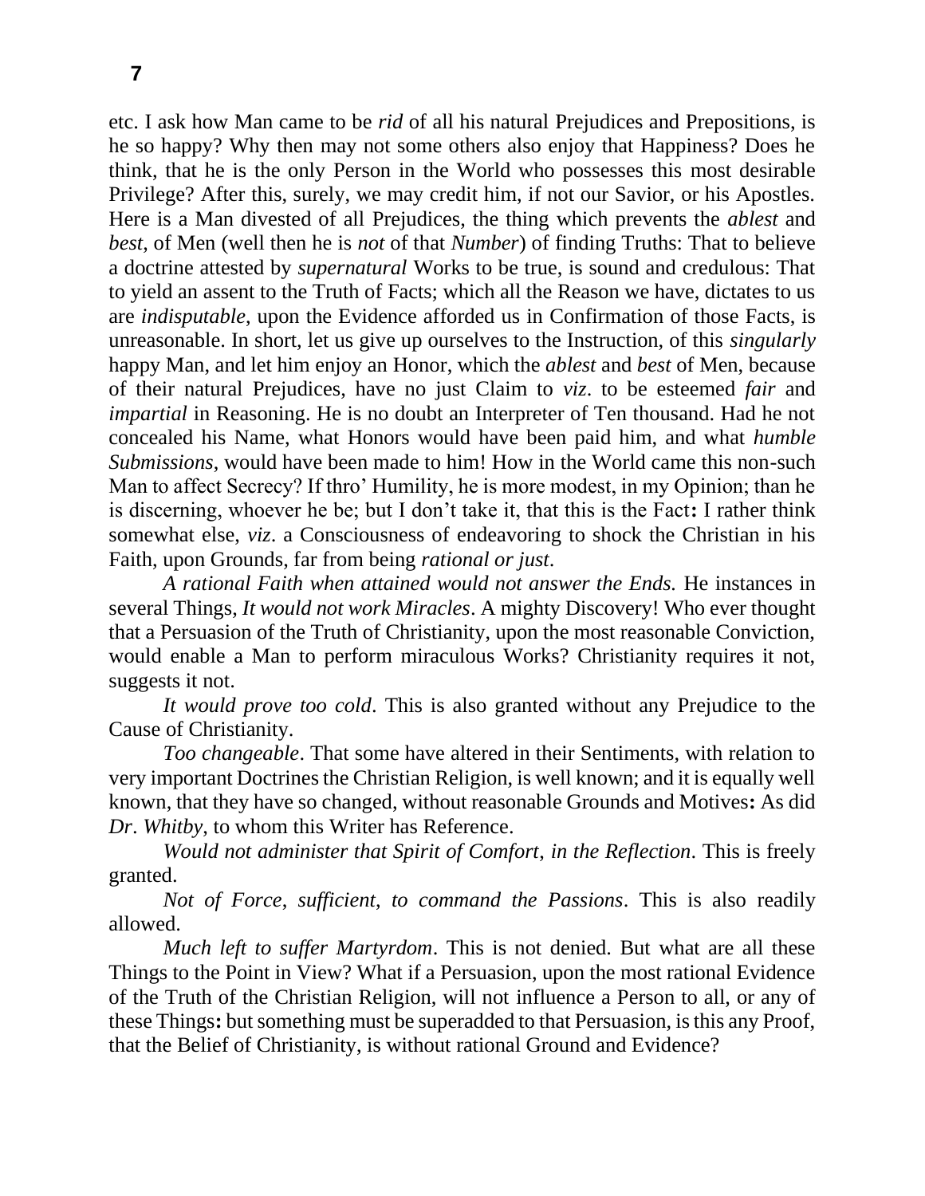etc. I ask how Man came to be *rid* of all his natural Prejudices and Prepositions, is he so happy? Why then may not some others also enjoy that Happiness? Does he think, that he is the only Person in the World who possesses this most desirable Privilege? After this, surely, we may credit him, if not our Savior, or his Apostles. Here is a Man divested of all Prejudices, the thing which prevents the *ablest* and *best*, of Men (well then he is *not* of that *Number*) of finding Truths: That to believe a doctrine attested by *supernatural* Works to be true, is sound and credulous: That to yield an assent to the Truth of Facts; which all the Reason we have, dictates to us are *indisputable*, upon the Evidence afforded us in Confirmation of those Facts, is unreasonable. In short, let us give up ourselves to the Instruction, of this *singularly* happy Man, and let him enjoy an Honor, which the *ablest* and *best* of Men, because of their natural Prejudices, have no just Claim to *viz*. to be esteemed *fair* and *impartial* in Reasoning. He is no doubt an Interpreter of Ten thousand. Had he not concealed his Name, what Honors would have been paid him, and what *humble Submissions*, would have been made to him! How in the World came this non-such Man to affect Secrecy? If thro' Humility, he is more modest, in my Opinion; than he is discerning, whoever he be; but I don't take it, that this is the Fact**:** I rather think somewhat else, *viz*. a Consciousness of endeavoring to shock the Christian in his Faith, upon Grounds, far from being *rational or just*.

*A rational Faith when attained would not answer the Ends.* He instances in several Things, *It would not work Miracles*. A mighty Discovery! Who ever thought that a Persuasion of the Truth of Christianity, upon the most reasonable Conviction, would enable a Man to perform miraculous Works? Christianity requires it not, suggests it not.

*It would prove too cold*. This is also granted without any Prejudice to the Cause of Christianity.

*Too changeable*. That some have altered in their Sentiments, with relation to very important Doctrines the Christian Religion, is well known; and it is equally well known, that they have so changed, without reasonable Grounds and Motives**:** As did *Dr*. *Whitby*, to whom this Writer has Reference.

*Would not administer that Spirit of Comfort, in the Reflection*. This is freely granted.

*Not of Force*, *sufficient*, *to command the Passions*. This is also readily allowed.

*Much left to suffer Martyrdom*. This is not denied. But what are all these Things to the Point in View? What if a Persuasion, upon the most rational Evidence of the Truth of the Christian Religion, will not influence a Person to all, or any of these Things**:** but something must be superadded to that Persuasion, is this any Proof, that the Belief of Christianity, is without rational Ground and Evidence?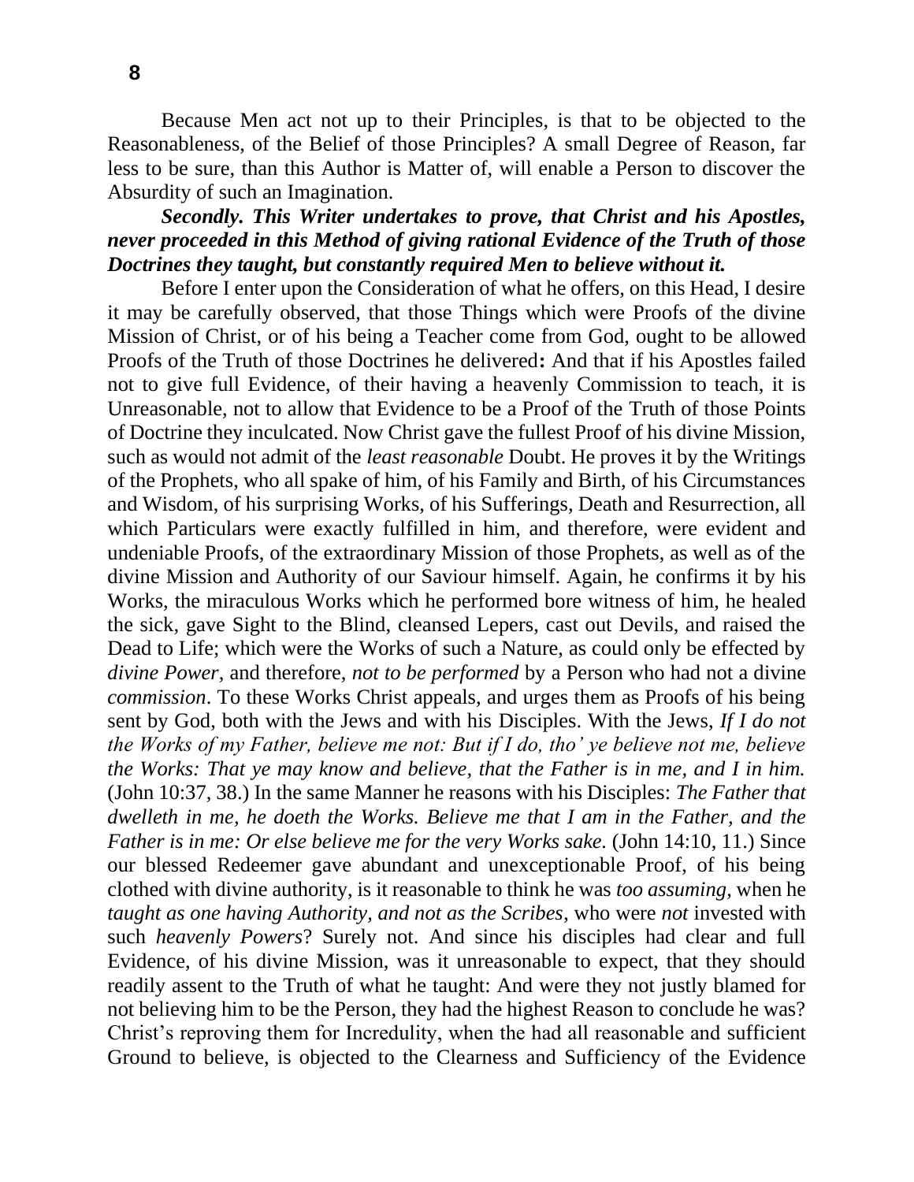Because Men act not up to their Principles, is that to be objected to the Reasonableness, of the Belief of those Principles? A small Degree of Reason, far less to be sure, than this Author is Matter of, will enable a Person to discover the Absurdity of such an Imagination.

***Secondly. This Writer undertakes to prove, that Christ and his Apostles, never proceeded in this Method of giving rational Evidence of the Truth of those Doctrines they taught, but constantly required Men to believe without it.***

Before I enter upon the Consideration of what he offers, on this Head, I desire it may be carefully observed, that those Things which were Proofs of the divine Mission of Christ, or of his being a Teacher come from God, ought to be allowed Proofs of the Truth of those Doctrines he delivered**:** And that if his Apostles failed not to give full Evidence, of their having a heavenly Commission to teach, it is Unreasonable, not to allow that Evidence to be a Proof of the Truth of those Points of Doctrine they inculcated. Now Christ gave the fullest Proof of his divine Mission, such as would not admit of the *least reasonable* Doubt. He proves it by the Writings of the Prophets, who all spake of him, of his Family and Birth, of his Circumstances and Wisdom, of his surprising Works, of his Sufferings, Death and Resurrection, all which Particulars were exactly fulfilled in him, and therefore, were evident and undeniable Proofs, of the extraordinary Mission of those Prophets, as well as of the divine Mission and Authority of our Saviour himself. Again, he confirms it by his Works, the miraculous Works which he performed bore witness of him, he healed the sick, gave Sight to the Blind, cleansed Lepers, cast out Devils, and raised the Dead to Life; which were the Works of such a Nature, as could only be effected by *divine Power*, and therefore, *not to be performed* by a Person who had not a divine *commission*. To these Works Christ appeals, and urges them as Proofs of his being sent by God, both with the Jews and with his Disciples. With the Jews, *If I do not the Works of my Father, believe me not: But if I do, tho' ye believe not me, believe the Works: That ye may know and believe, that the Father is in me, and I in him.* (John 10:37, 38.) In the same Manner he reasons with his Disciples: *The Father that dwelleth in me, he doeth the Works. Believe me that I am in the Father, and the Father is in me: Or else believe me for the very Works sake.* (John 14:10, 11.) Since our blessed Redeemer gave abundant and unexceptionable Proof, of his being clothed with divine authority, is it reasonable to think he was *too assuming*, when he *taught as one having Authority, and not as the Scribes*, who were *not* invested with such *heavenly Powers*? Surely not. And since his disciples had clear and full Evidence, of his divine Mission, was it unreasonable to expect, that they should readily assent to the Truth of what he taught: And were they not justly blamed for not believing him to be the Person, they had the highest Reason to conclude he was? Christ's reproving them for Incredulity, when the had all reasonable and sufficient Ground to believe, is objected to the Clearness and Sufficiency of the Evidence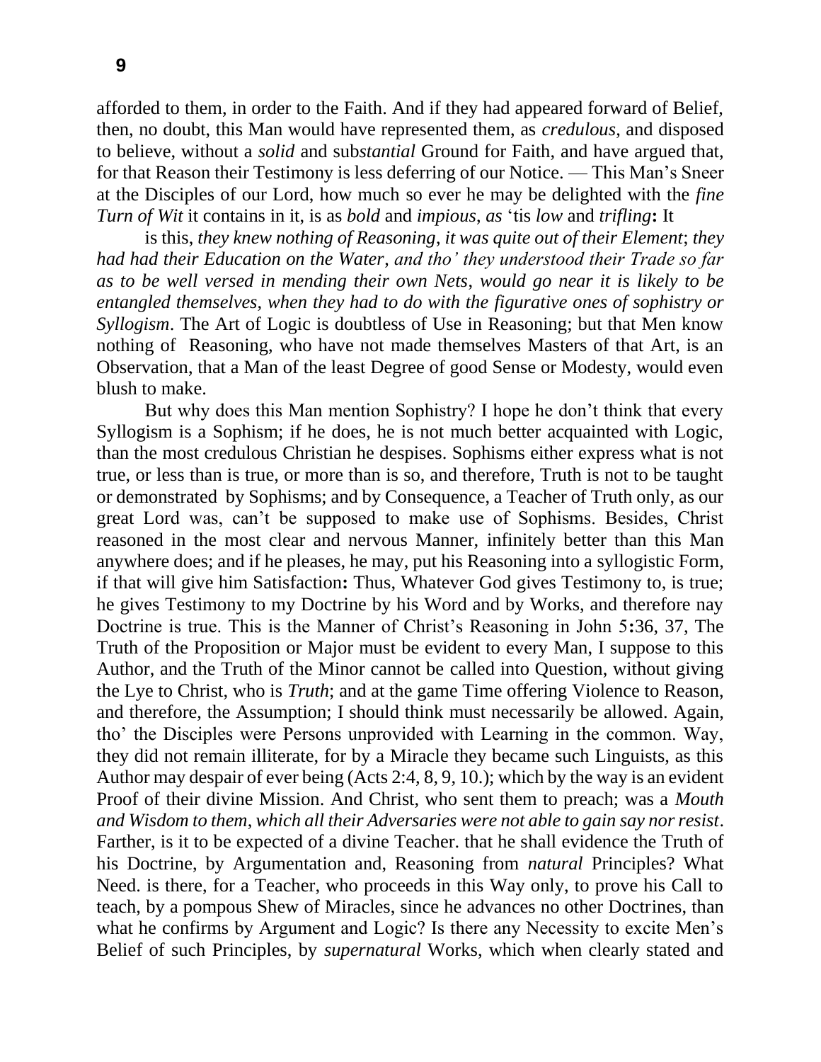afforded to them, in order to the Faith. And if they had appeared forward of Belief, then, no doubt, this Man would have represented them, as *credulous*, and disposed to believe, without a *solid* and sub*stantial* Ground for Faith, and have argued that, for that Reason their Testimony is less deferring of our Notice. — This Man's Sneer at the Disciples of our Lord, how much so ever he may be delighted with the *fine Turn of Wit* it contains in it, is as *bold* and *impious*, *as* 'tis *low* and *trifling***:** It

is this, *they knew nothing of Reasoning*, *it was quite out of their Element*; *they had had their Education on the Water*, *and tho' they understood their Trade so far as to be well versed in mending their own Nets*, *would go near it is likely to be entangled themselves*, *when they had to do with the figurative ones of sophistry or Syllogism*. The Art of Logic is doubtless of Use in Reasoning; but that Men know nothing of Reasoning, who have not made themselves Masters of that Art, is an Observation, that a Man of the least Degree of good Sense or Modesty, would even blush to make.

But why does this Man mention Sophistry? I hope he don't think that every Syllogism is a Sophism; if he does, he is not much better acquainted with Logic, than the most credulous Christian he despises. Sophisms either express what is not true, or less than is true, or more than is so, and therefore, Truth is not to be taught or demonstrated by Sophisms; and by Consequence, a Teacher of Truth only, as our great Lord was, can't be supposed to make use of Sophisms. Besides, Christ reasoned in the most clear and nervous Manner, infinitely better than this Man anywhere does; and if he pleases, he may, put his Reasoning into a syllogistic Form, if that will give him Satisfaction**:** Thus, Whatever God gives Testimony to, is true; he gives Testimony to my Doctrine by his Word and by Works, and therefore nay Doctrine is true. This is the Manner of Christ's Reasoning in John 5**:**36, 37, The Truth of the Proposition or Major must be evident to every Man, I suppose to this Author, and the Truth of the Minor cannot be called into Question, without giving the Lye to Christ, who is *Truth*; and at the game Time offering Violence to Reason, and therefore, the Assumption; I should think must necessarily be allowed. Again, tho' the Disciples were Persons unprovided with Learning in the common. Way, they did not remain illiterate, for by a Miracle they became such Linguists, as this Author may despair of ever being (Acts 2:4, 8, 9, 10.); which by the way is an evident Proof of their divine Mission. And Christ, who sent them to preach; was a *Mouth and Wisdom to them*, *which all their Adversaries were not able to gain say nor resist*. Farther, is it to be expected of a divine Teacher. that he shall evidence the Truth of his Doctrine, by Argumentation and, Reasoning from *natural* Principles? What Need. is there, for a Teacher, who proceeds in this Way only, to prove his Call to teach, by a pompous Shew of Miracles, since he advances no other Doctrines, than what he confirms by Argument and Logic? Is there any Necessity to excite Men's Belief of such Principles, by *supernatural* Works, which when clearly stated and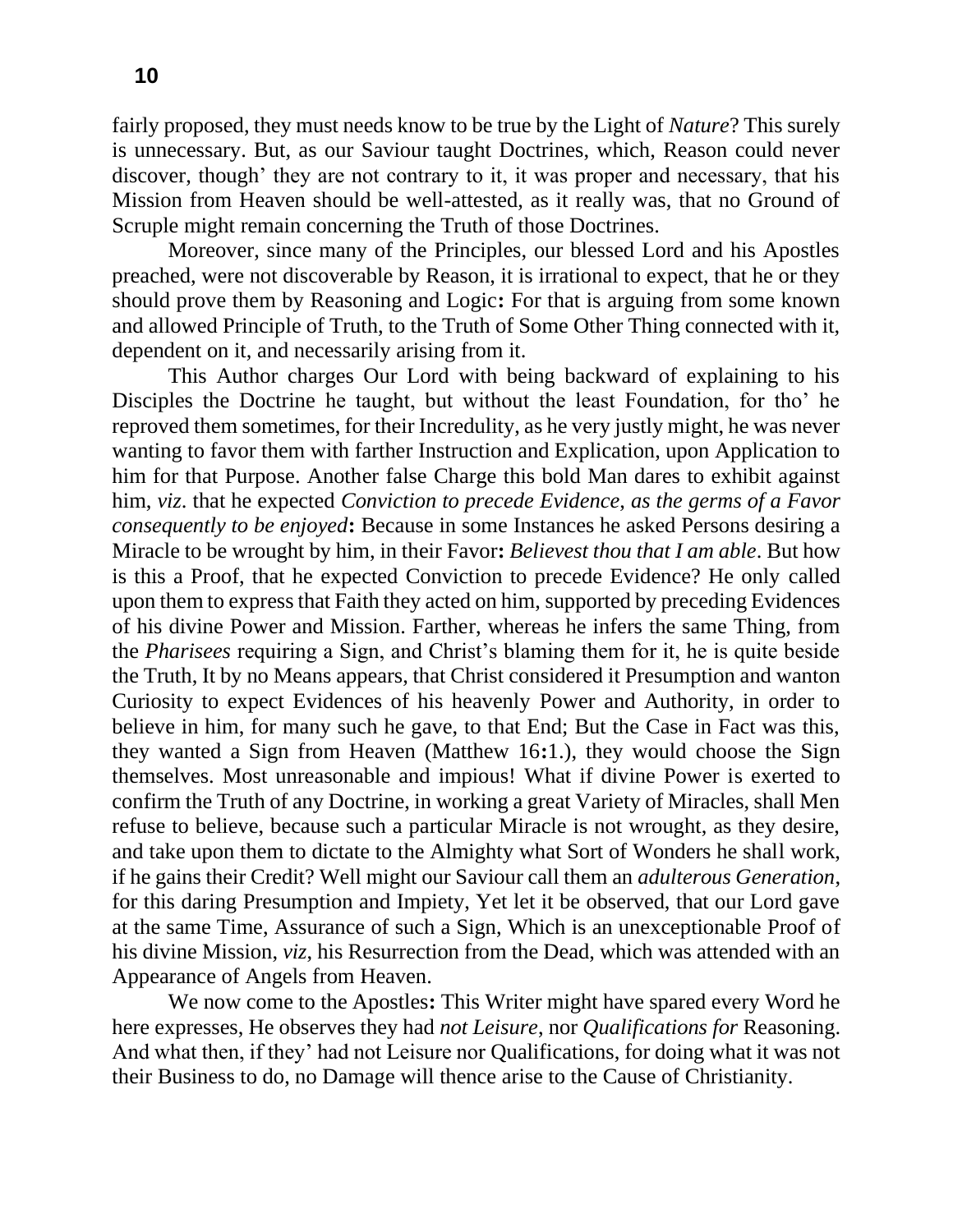fairly proposed, they must needs know to be true by the Light of *Nature*? This surely is unnecessary. But, as our Saviour taught Doctrines, which, Reason could never discover, though' they are not contrary to it, it was proper and necessary, that his Mission from Heaven should be well-attested, as it really was, that no Ground of Scruple might remain concerning the Truth of those Doctrines.

Moreover, since many of the Principles, our blessed Lord and his Apostles preached, were not discoverable by Reason, it is irrational to expect, that he or they should prove them by Reasoning and Logic**:** For that is arguing from some known and allowed Principle of Truth, to the Truth of Some Other Thing connected with it, dependent on it, and necessarily arising from it.

This Author charges Our Lord with being backward of explaining to his Disciples the Doctrine he taught, but without the least Foundation, for tho' he reproved them sometimes, for their Incredulity, as he very justly might, he was never wanting to favor them with farther Instruction and Explication, upon Application to him for that Purpose. Another false Charge this bold Man dares to exhibit against him, *viz*. that he expected *Conviction to precede Evidence, as the germs of a Favor consequently to be enjoyed***:** Because in some Instances he asked Persons desiring a Miracle to be wrought by him, in their Favor**:** *Believest thou that I am able*. But how is this a Proof, that he expected Conviction to precede Evidence? He only called upon them to express that Faith they acted on him, supported by preceding Evidences of his divine Power and Mission. Farther, whereas he infers the same Thing, from the *Pharisees* requiring a Sign, and Christ's blaming them for it, he is quite beside the Truth, It by no Means appears, that Christ considered it Presumption and wanton Curiosity to expect Evidences of his heavenly Power and Authority, in order to believe in him, for many such he gave, to that End; But the Case in Fact was this, they wanted a Sign from Heaven (Matthew 16**:**1.), they would choose the Sign themselves. Most unreasonable and impious! What if divine Power is exerted to confirm the Truth of any Doctrine, in working a great Variety of Miracles, shall Men refuse to believe, because such a particular Miracle is not wrought, as they desire, and take upon them to dictate to the Almighty what Sort of Wonders he shall work, if he gains their Credit? Well might our Saviour call them an *adulterous Generation*, for this daring Presumption and Impiety, Yet let it be observed, that our Lord gave at the same Time, Assurance of such a Sign, Which is an unexceptionable Proof of his divine Mission, *viz*, his Resurrection from the Dead, which was attended with an Appearance of Angels from Heaven.

We now come to the Apostles**:** This Writer might have spared every Word he here expresses, He observes they had *not Leisure*, nor *Qualifications for* Reasoning. And what then, if they' had not Leisure nor Qualifications, for doing what it was not their Business to do, no Damage will thence arise to the Cause of Christianity.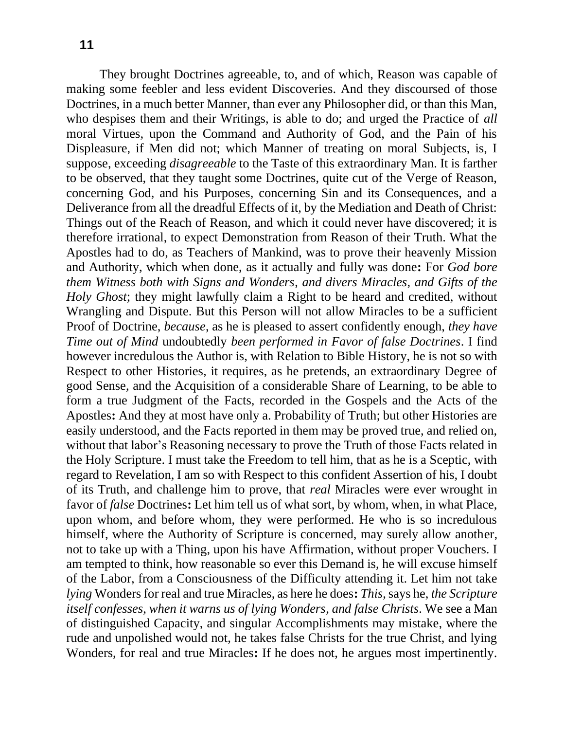They brought Doctrines agreeable, to, and of which, Reason was capable of making some feebler and less evident Discoveries. And they discoursed of those Doctrines, in a much better Manner, than ever any Philosopher did, or than this Man, who despises them and their Writings, is able to do; and urged the Practice of *all* moral Virtues, upon the Command and Authority of God, and the Pain of his Displeasure, if Men did not; which Manner of treating on moral Subjects, is, I suppose, exceeding *disagreeable* to the Taste of this extraordinary Man. It is farther to be observed, that they taught some Doctrines, quite cut of the Verge of Reason, concerning God, and his Purposes, concerning Sin and its Consequences, and a Deliverance from all the dreadful Effects of it, by the Mediation and Death of Christ: Things out of the Reach of Reason, and which it could never have discovered; it is therefore irrational, to expect Demonstration from Reason of their Truth. What the Apostles had to do, as Teachers of Mankind, was to prove their heavenly Mission and Authority, which when done, as it actually and fully was done**:** For *God bore them Witness both with Signs and Wonders, and divers Miracles, and Gifts of the Holy Ghost*; they might lawfully claim a Right to be heard and credited, without Wrangling and Dispute. But this Person will not allow Miracles to be a sufficient Proof of Doctrine, *because*, as he is pleased to assert confidently enough, *they have Time out of Mind* undoubtedly *been performed in Favor of false Doctrines*. I find however incredulous the Author is, with Relation to Bible History, he is not so with Respect to other Histories, it requires, as he pretends, an extraordinary Degree of good Sense, and the Acquisition of a considerable Share of Learning, to be able to form a true Judgment of the Facts, recorded in the Gospels and the Acts of the Apostles**:** And they at most have only a. Probability of Truth; but other Histories are easily understood, and the Facts reported in them may be proved true, and relied on, without that labor's Reasoning necessary to prove the Truth of those Facts related in the Holy Scripture. I must take the Freedom to tell him, that as he is a Sceptic, with regard to Revelation, I am so with Respect to this confident Assertion of his, I doubt of its Truth, and challenge him to prove, that *real* Miracles were ever wrought in favor of *false* Doctrines**:** Let him tell us of what sort, by whom, when, in what Place, upon whom, and before whom, they were performed. He who is so incredulous himself, where the Authority of Scripture is concerned, may surely allow another, not to take up with a Thing, upon his have Affirmation, without proper Vouchers. I am tempted to think, how reasonable so ever this Demand is, he will excuse himself of the Labor, from a Consciousness of the Difficulty attending it. Let him not take *lying* Wonders for real and true Miracles, as here he does**:** *This*, says he, *the Scripture itself confesses*, *when it warns us of lying Wonders, and false Christs*. We see a Man of distinguished Capacity, and singular Accomplishments may mistake, where the rude and unpolished would not, he takes false Christs for the true Christ, and lying Wonders, for real and true Miracles**:** If he does not, he argues most impertinently.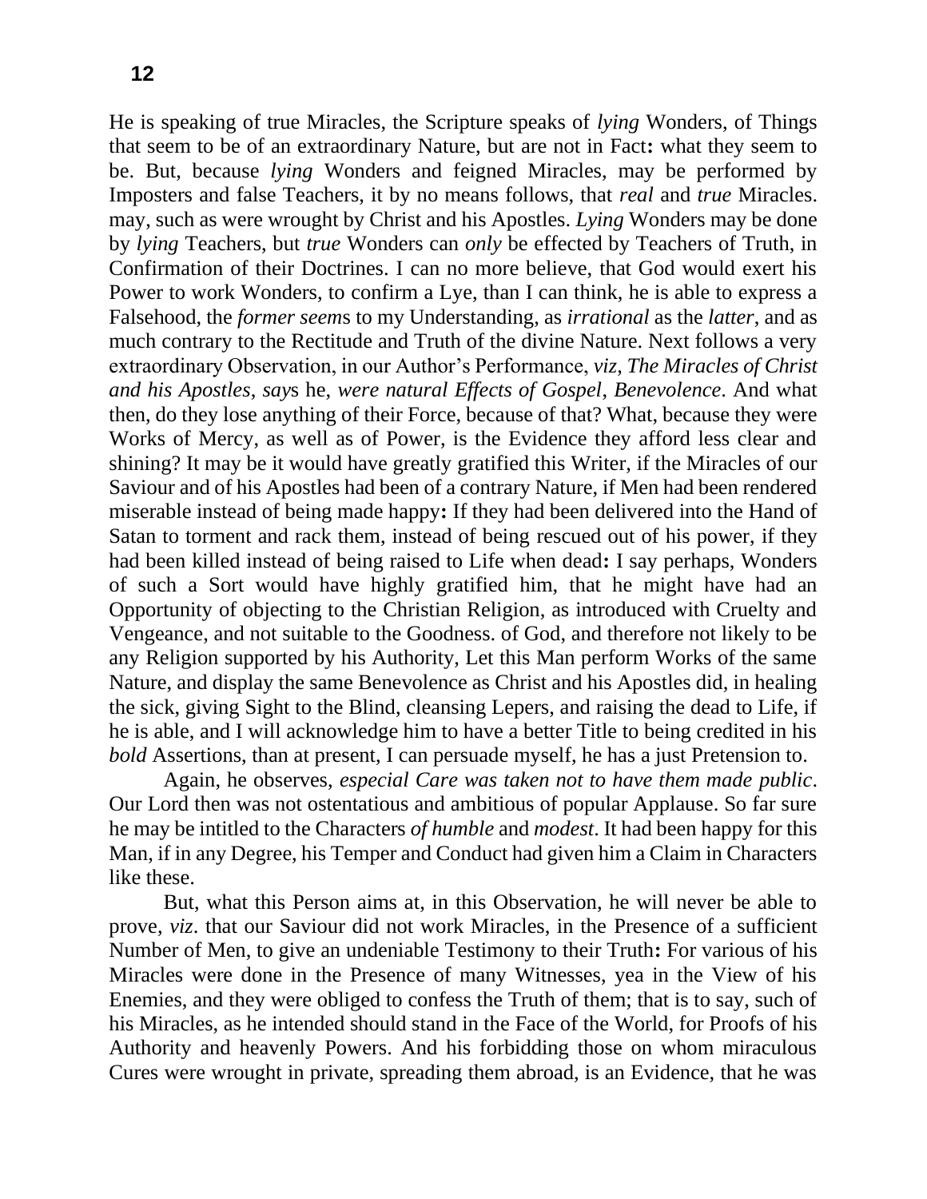He is speaking of true Miracles, the Scripture speaks of *lying* Wonders, of Things that seem to be of an extraordinary Nature, but are not in Fact**:** what they seem to be. But, because *lying* Wonders and feigned Miracles, may be performed by Imposters and false Teachers, it by no means follows, that *real* and *true* Miracles. may, such as were wrought by Christ and his Apostles. *Lying* Wonders may be done by *lying* Teachers, but *true* Wonders can *only* be effected by Teachers of Truth, in Confirmation of their Doctrines. I can no more believe, that God would exert his Power to work Wonders, to confirm a Lye, than I can think, he is able to express a Falsehood, the *former seems* to my Understanding, as *irrational* as the *latter*, and as much contrary to the Rectitude and Truth of the divine Nature. Next follows a very extraordinary Observation, in our Author's Performance, *viz, The Miracles of Christ and his Apostles*, *says* he, *were natural Effects of Gospel, Benevolence*. And what then, do they lose anything of their Force, because of that? What, because they were Works of Mercy, as well as of Power, is the Evidence they afford less clear and shining? It may be it would have greatly gratified this Writer, if the Miracles of our Saviour and of his Apostles had been of a contrary Nature, if Men had been rendered miserable instead of being made happy**:** If they had been delivered into the Hand of Satan to torment and rack them, instead of being rescued out of his power, if they had been killed instead of being raised to Life when dead**:** I say perhaps, Wonders of such a Sort would have highly gratified him, that he might have had an Opportunity of objecting to the Christian Religion, as introduced with Cruelty and Vengeance, and not suitable to the Goodness. of God, and therefore not likely to be any Religion supported by his Authority, Let this Man perform Works of the same Nature, and display the same Benevolence as Christ and his Apostles did, in healing the sick, giving Sight to the Blind, cleansing Lepers, and raising the dead to Life, if he is able, and I will acknowledge him to have a better Title to being credited in his *bold* Assertions, than at present, I can persuade myself, he has a just Pretension to.

Again, he observes, *especial Care was taken not to have them made public*. Our Lord then was not ostentatious and ambitious of popular Applause. So far sure he may be intitled to the Characters *of humble* and *modest*. It had been happy for this Man, if in any Degree, his Temper and Conduct had given him a Claim in Characters like these.

But, what this Person aims at, in this Observation, he will never be able to prove, *viz*. that our Saviour did not work Miracles, in the Presence of a sufficient Number of Men, to give an undeniable Testimony to their Truth**:** For various of his Miracles were done in the Presence of many Witnesses, yea in the View of his Enemies, and they were obliged to confess the Truth of them; that is to say, such of his Miracles, as he intended should stand in the Face of the World, for Proofs of his Authority and heavenly Powers. And his forbidding those on whom miraculous Cures were wrought in private, spreading them abroad, is an Evidence, that he was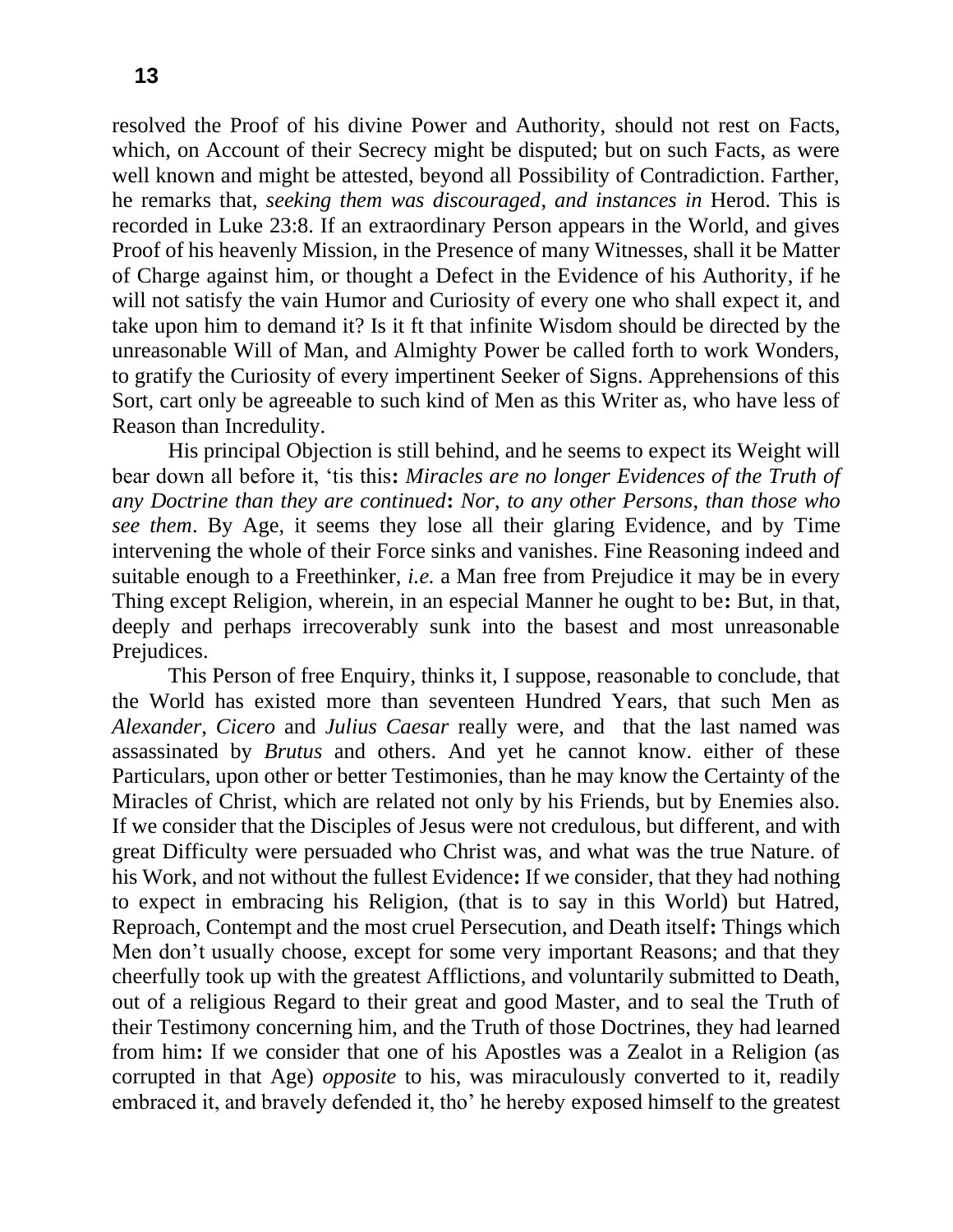resolved the Proof of his divine Power and Authority, should not rest on Facts, which, on Account of their Secrecy might be disputed; but on such Facts, as were well known and might be attested, beyond all Possibility of Contradiction. Farther, he remarks that, *seeking them was discouraged*, *and instances in* Herod. This is recorded in Luke 23:8. If an extraordinary Person appears in the World, and gives Proof of his heavenly Mission, in the Presence of many Witnesses, shall it be Matter of Charge against him, or thought a Defect in the Evidence of his Authority, if he will not satisfy the vain Humor and Curiosity of every one who shall expect it, and take upon him to demand it? Is it ft that infinite Wisdom should be directed by the unreasonable Will of Man, and Almighty Power be called forth to work Wonders, to gratify the Curiosity of every impertinent Seeker of Signs. Apprehensions of this Sort, cart only be agreeable to such kind of Men as this Writer as, who have less of Reason than Incredulity.

His principal Objection is still behind, and he seems to expect its Weight will bear down all before it, 'tis this**:** *Miracles are no longer Evidences of the Truth of any Doctrine than they are continued***:** *Nor, to any other Persons, than those who see them*. By Age, it seems they lose all their glaring Evidence, and by Time intervening the whole of their Force sinks and vanishes. Fine Reasoning indeed and suitable enough to a Freethinker, *i.e.* a Man free from Prejudice it may be in every Thing except Religion, wherein, in an especial Manner he ought to be**:** But, in that, deeply and perhaps irrecoverably sunk into the basest and most unreasonable Prejudices.

This Person of free Enquiry, thinks it, I suppose, reasonable to conclude, that the World has existed more than seventeen Hundred Years, that such Men as *Alexander*, *Cicero* and *Julius Caesar* really were, and that the last named was assassinated by *Brutus* and others. And yet he cannot know. either of these Particulars, upon other or better Testimonies, than he may know the Certainty of the Miracles of Christ, which are related not only by his Friends, but by Enemies also. If we consider that the Disciples of Jesus were not credulous, but different, and with great Difficulty were persuaded who Christ was, and what was the true Nature. of his Work, and not without the fullest Evidence**:** If we consider, that they had nothing to expect in embracing his Religion, (that is to say in this World) but Hatred, Reproach, Contempt and the most cruel Persecution, and Death itself**:** Things which Men don't usually choose, except for some very important Reasons; and that they cheerfully took up with the greatest Afflictions, and voluntarily submitted to Death, out of a religious Regard to their great and good Master, and to seal the Truth of their Testimony concerning him, and the Truth of those Doctrines, they had learned from him**:** If we consider that one of his Apostles was a Zealot in a Religion (as corrupted in that Age) *opposite* to his, was miraculously converted to it, readily embraced it, and bravely defended it, tho' he hereby exposed himself to the greatest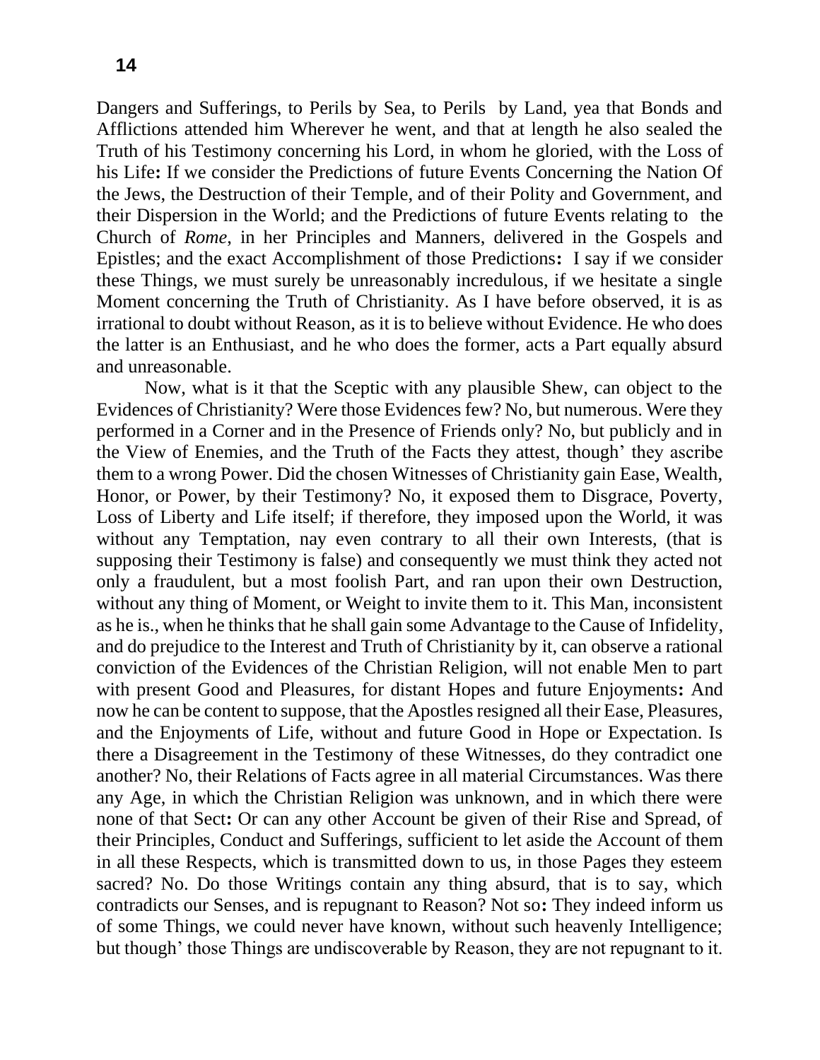Dangers and Sufferings, to Perils by Sea, to Perils by Land, yea that Bonds and Afflictions attended him Wherever he went, and that at length he also sealed the Truth of his Testimony concerning his Lord, in whom he gloried, with the Loss of his Life**:** If we consider the Predictions of future Events Concerning the Nation Of the Jews, the Destruction of their Temple, and of their Polity and Government, and their Dispersion in the World; and the Predictions of future Events relating to the Church of *Rome*, in her Principles and Manners, delivered in the Gospels and Epistles; and the exact Accomplishment of those Predictions**:** I say if we consider these Things, we must surely be unreasonably incredulous, if we hesitate a single Moment concerning the Truth of Christianity. As I have before observed, it is as irrational to doubt without Reason, as it is to believe without Evidence. He who does the latter is an Enthusiast, and he who does the former, acts a Part equally absurd and unreasonable.

Now, what is it that the Sceptic with any plausible Shew, can object to the Evidences of Christianity? Were those Evidences few? No, but numerous. Were they performed in a Corner and in the Presence of Friends only? No, but publicly and in the View of Enemies, and the Truth of the Facts they attest, though' they ascribe them to a wrong Power. Did the chosen Witnesses of Christianity gain Ease, Wealth, Honor, or Power, by their Testimony? No, it exposed them to Disgrace, Poverty, Loss of Liberty and Life itself; if therefore, they imposed upon the World, it was without any Temptation, nay even contrary to all their own Interests, (that is supposing their Testimony is false) and consequently we must think they acted not only a fraudulent, but a most foolish Part, and ran upon their own Destruction, without any thing of Moment, or Weight to invite them to it. This Man, inconsistent as he is., when he thinks that he shall gain some Advantage to the Cause of Infidelity, and do prejudice to the Interest and Truth of Christianity by it, can observe a rational conviction of the Evidences of the Christian Religion, will not enable Men to part with present Good and Pleasures, for distant Hopes and future Enjoyments**:** And now he can be content to suppose, that the Apostles resigned all their Ease, Pleasures, and the Enjoyments of Life, without and future Good in Hope or Expectation. Is there a Disagreement in the Testimony of these Witnesses, do they contradict one another? No, their Relations of Facts agree in all material Circumstances. Was there any Age, in which the Christian Religion was unknown, and in which there were none of that Sect**:** Or can any other Account be given of their Rise and Spread, of their Principles, Conduct and Sufferings, sufficient to let aside the Account of them in all these Respects, which is transmitted down to us, in those Pages they esteem sacred? No. Do those Writings contain any thing absurd, that is to say, which contradicts our Senses, and is repugnant to Reason? Not so**:** They indeed inform us of some Things, we could never have known, without such heavenly Intelligence; but though' those Things are undiscoverable by Reason, they are not repugnant to it.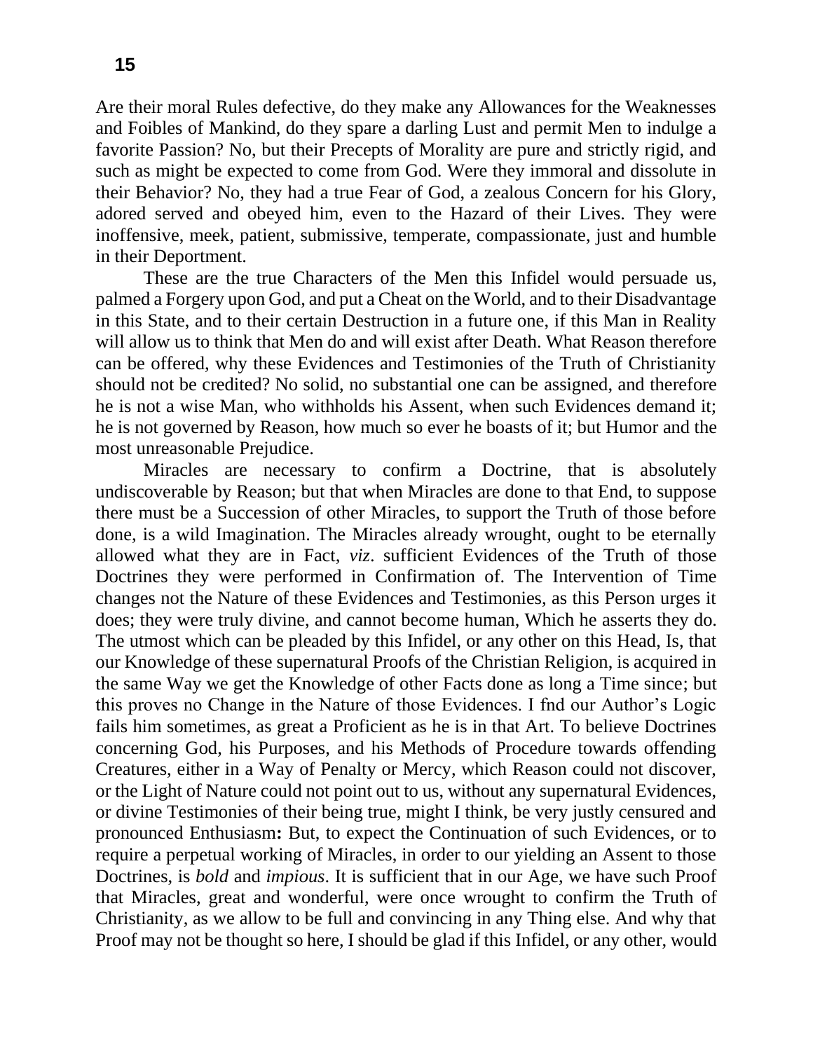Are their moral Rules defective, do they make any Allowances for the Weaknesses and Foibles of Mankind, do they spare a darling Lust and permit Men to indulge a favorite Passion? No, but their Precepts of Morality are pure and strictly rigid, and such as might be expected to come from God. Were they immoral and dissolute in their Behavior? No, they had a true Fear of God, a zealous Concern for his Glory, adored served and obeyed him, even to the Hazard of their Lives. They were inoffensive, meek, patient, submissive, temperate, compassionate, just and humble in their Deportment.

These are the true Characters of the Men this Infidel would persuade us, palmed a Forgery upon God, and put a Cheat on the World, and to their Disadvantage in this State, and to their certain Destruction in a future one, if this Man in Reality will allow us to think that Men do and will exist after Death. What Reason therefore can be offered, why these Evidences and Testimonies of the Truth of Christianity should not be credited? No solid, no substantial one can be assigned, and therefore he is not a wise Man, who withholds his Assent, when such Evidences demand it; he is not governed by Reason, how much so ever he boasts of it; but Humor and the most unreasonable Prejudice.

Miracles are necessary to confirm a Doctrine, that is absolutely undiscoverable by Reason; but that when Miracles are done to that End, to suppose there must be a Succession of other Miracles, to support the Truth of those before done, is a wild Imagination. The Miracles already wrought, ought to be eternally allowed what they are in Fact, *viz*. sufficient Evidences of the Truth of those Doctrines they were performed in Confirmation of. The Intervention of Time changes not the Nature of these Evidences and Testimonies, as this Person urges it does; they were truly divine, and cannot become human, Which he asserts they do. The utmost which can be pleaded by this Infidel, or any other on this Head, Is, that our Knowledge of these supernatural Proofs of the Christian Religion, is acquired in the same Way we get the Knowledge of other Facts done as long a Time since; but this proves no Change in the Nature of those Evidences. I fnd our Author's Logic fails him sometimes, as great a Proficient as he is in that Art. To believe Doctrines concerning God, his Purposes, and his Methods of Procedure towards offending Creatures, either in a Way of Penalty or Mercy, which Reason could not discover, or the Light of Nature could not point out to us, without any supernatural Evidences, or divine Testimonies of their being true, might I think, be very justly censured and pronounced Enthusiasm**:** But, to expect the Continuation of such Evidences, or to require a perpetual working of Miracles, in order to our yielding an Assent to those Doctrines, is *bold* and *impious*. It is sufficient that in our Age, we have such Proof that Miracles, great and wonderful, were once wrought to confirm the Truth of Christianity, as we allow to be full and convincing in any Thing else. And why that Proof may not be thought so here, I should be glad if this Infidel, or any other, would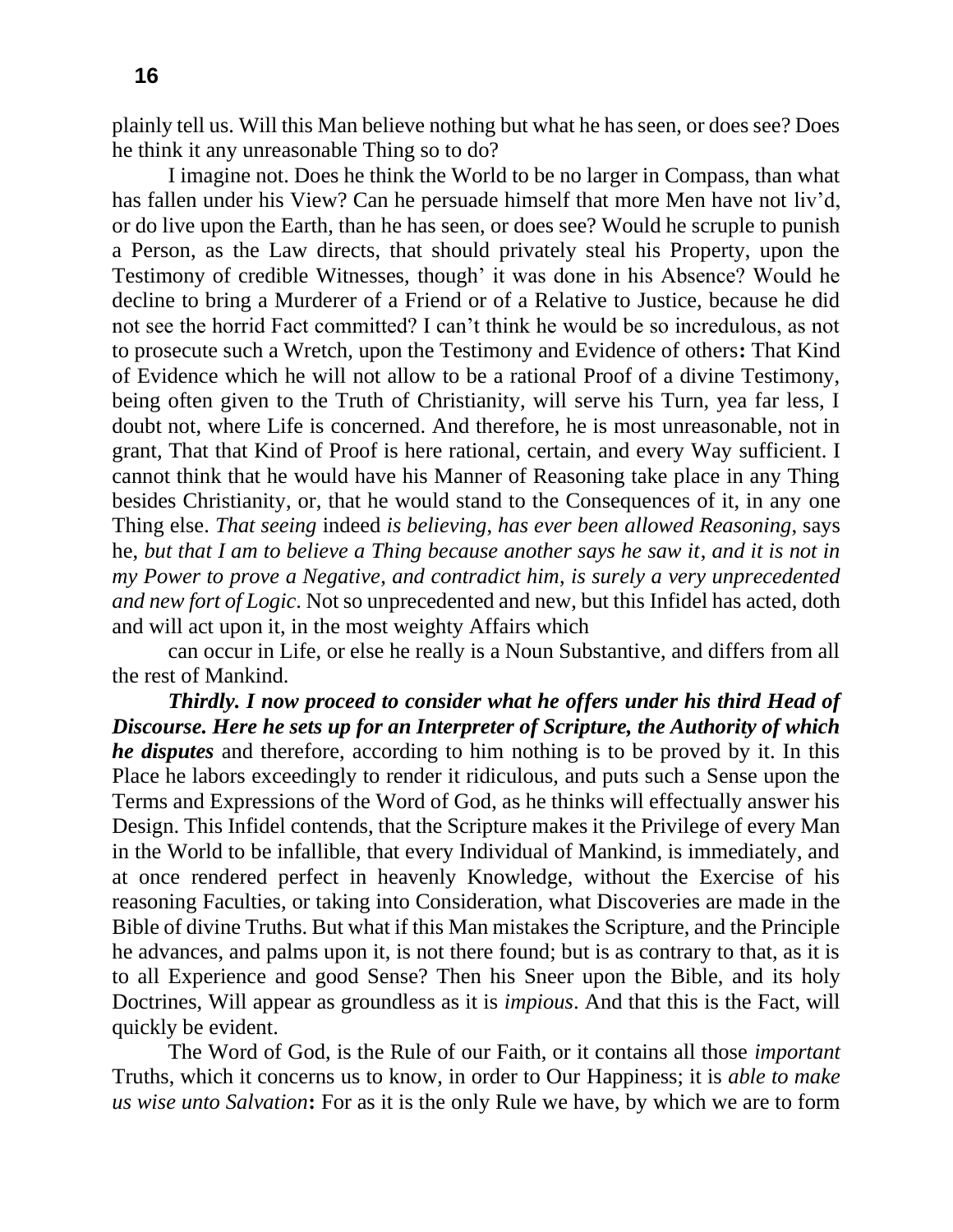plainly tell us. Will this Man believe nothing but what he has seen, or does see? Does he think it any unreasonable Thing so to do?

I imagine not. Does he think the World to be no larger in Compass, than what has fallen under his View? Can he persuade himself that more Men have not liv'd, or do live upon the Earth, than he has seen, or does see? Would he scruple to punish a Person, as the Law directs, that should privately steal his Property, upon the Testimony of credible Witnesses, though' it was done in his Absence? Would he decline to bring a Murderer of a Friend or of a Relative to Justice, because he did not see the horrid Fact committed? I can't think he would be so incredulous, as not to prosecute such a Wretch, upon the Testimony and Evidence of others**:** That Kind of Evidence which he will not allow to be a rational Proof of a divine Testimony, being often given to the Truth of Christianity, will serve his Turn, yea far less, I doubt not, where Life is concerned. And therefore, he is most unreasonable, not in grant, That that Kind of Proof is here rational, certain, and every Way sufficient. I cannot think that he would have his Manner of Reasoning take place in any Thing besides Christianity, or, that he would stand to the Consequences of it, in any one Thing else. *That seeing* indeed *is believing*, *has ever been allowed Reasoning*, says he, *but that I am to believe a Thing because another says he saw it*, *and it is not in my Power to prove a Negative*, *and contradict him*, *is surely a very unprecedented and new fort of Logic*. Not so unprecedented and new, but this Infidel has acted, doth and will act upon it, in the most weighty Affairs which

can occur in Life, or else he really is a Noun Substantive, and differs from all the rest of Mankind.

***Thirdly. I now proceed to consider what he offers under his third Head of Discourse. Here he sets up for an Interpreter of Scripture, the Authority of which he disputes*** and therefore, according to him nothing is to be proved by it. In this Place he labors exceedingly to render it ridiculous, and puts such a Sense upon the Terms and Expressions of the Word of God, as he thinks will effectually answer his Design. This Infidel contends, that the Scripture makes it the Privilege of every Man in the World to be infallible, that every Individual of Mankind, is immediately, and at once rendered perfect in heavenly Knowledge, without the Exercise of his reasoning Faculties, or taking into Consideration, what Discoveries are made in the Bible of divine Truths. But what if this Man mistakes the Scripture, and the Principle he advances, and palms upon it, is not there found; but is as contrary to that, as it is to all Experience and good Sense? Then his Sneer upon the Bible, and its holy Doctrines, Will appear as groundless as it is *impious*. And that this is the Fact, will quickly be evident.

The Word of God, is the Rule of our Faith, or it contains all those *important* Truths, which it concerns us to know, in order to Our Happiness; it is *able to make us wise unto Salvation***:** For as it is the only Rule we have, by which we are to form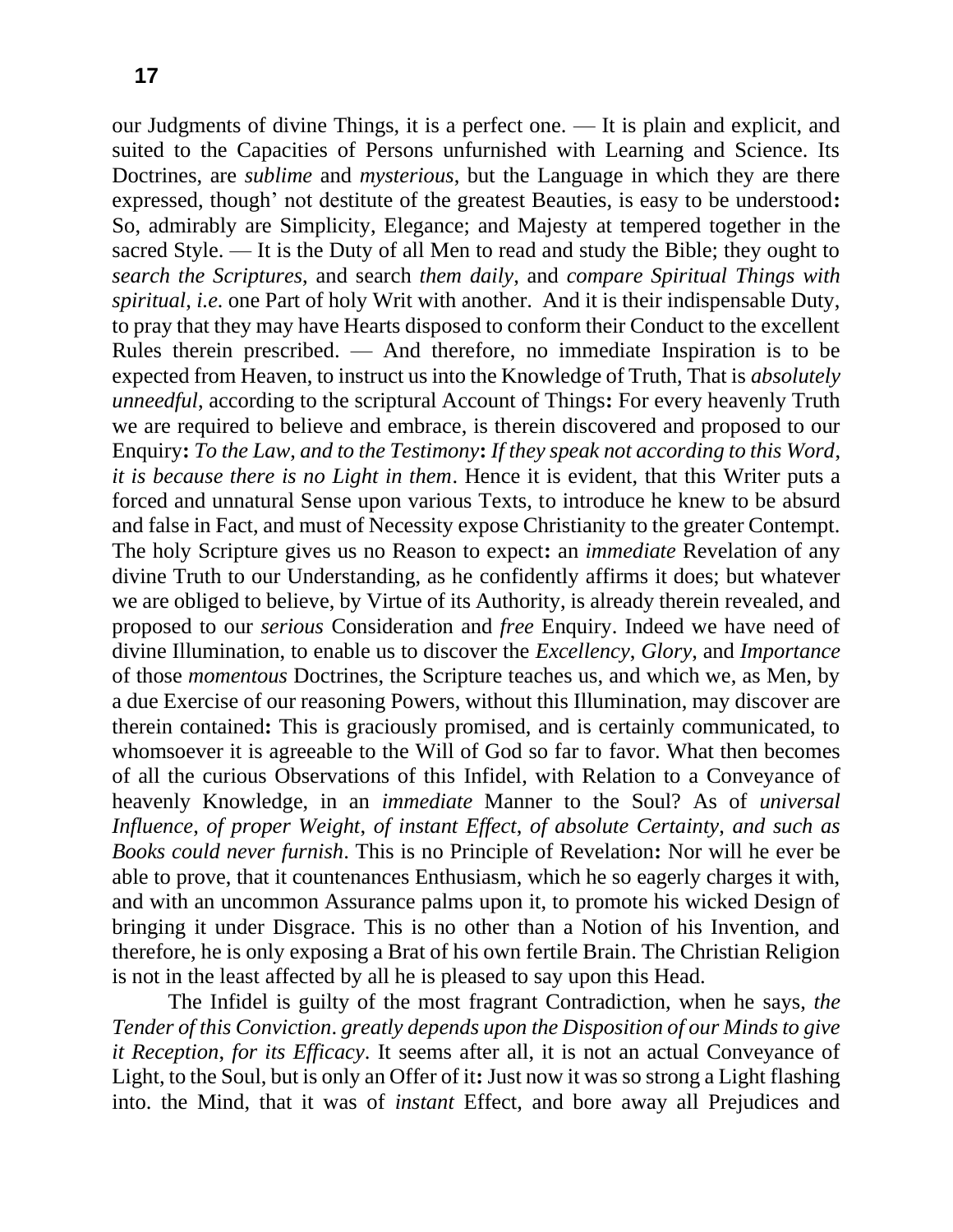our Judgments of divine Things, it is a perfect one. — It is plain and explicit, and suited to the Capacities of Persons unfurnished with Learning and Science. Its Doctrines, are *sublime* and *mysterious*, but the Language in which they are there expressed, though' not destitute of the greatest Beauties, is easy to be understood**:** So, admirably are Simplicity, Elegance; and Majesty at tempered together in the sacred Style. — It is the Duty of all Men to read and study the Bible; they ought to *search the Scriptures*, and search *them daily*, and *compare Spiritual Things with spiritual*, *i.e*. one Part of holy Writ with another. And it is their indispensable Duty, to pray that they may have Hearts disposed to conform their Conduct to the excellent Rules therein prescribed. — And therefore, no immediate Inspiration is to be expected from Heaven, to instruct us into the Knowledge of Truth, That is *absolutely unneedful*, according to the scriptural Account of Things**:** For every heavenly Truth we are required to believe and embrace, is therein discovered and proposed to our Enquiry**:** *To the Law, and to the Testimony***:** *If they speak not according to this Word, it is because there is no Light in them*. Hence it is evident, that this Writer puts a forced and unnatural Sense upon various Texts, to introduce he knew to be absurd and false in Fact, and must of Necessity expose Christianity to the greater Contempt. The holy Scripture gives us no Reason to expect**:** an *immediate* Revelation of any divine Truth to our Understanding, as he confidently affirms it does; but whatever we are obliged to believe, by Virtue of its Authority, is already therein revealed, and proposed to our *serious* Consideration and *free* Enquiry. Indeed we have need of divine Illumination, to enable us to discover the *Excellency*, *Glory*, and *Importance* of those *momentous* Doctrines, the Scripture teaches us, and which we, as Men, by a due Exercise of our reasoning Powers, without this Illumination, may discover are therein contained**:** This is graciously promised, and is certainly communicated, to whomsoever it is agreeable to the Will of God so far to favor. What then becomes of all the curious Observations of this Infidel, with Relation to a Conveyance of heavenly Knowledge, in an *immediate* Manner to the Soul? As of *universal Influence*, *of proper Weight*, *of instant Effect*, *of absolute Certainty*, *and such as Books could never furnish*. This is no Principle of Revelation**:** Nor will he ever be able to prove, that it countenances Enthusiasm, which he so eagerly charges it with, and with an uncommon Assurance palms upon it, to promote his wicked Design of bringing it under Disgrace. This is no other than a Notion of his Invention, and therefore, he is only exposing a Brat of his own fertile Brain. The Christian Religion is not in the least affected by all he is pleased to say upon this Head.

The Infidel is guilty of the most fragrant Contradiction, when he says, *the Tender of this Conviction*. *greatly depends upon the Disposition of our Minds to give it Reception, for its Efficacy*. It seems after all, it is not an actual Conveyance of Light, to the Soul, but is only an Offer of it**:** Just now it was so strong a Light flashing into. the Mind, that it was of *instant* Effect, and bore away all Prejudices and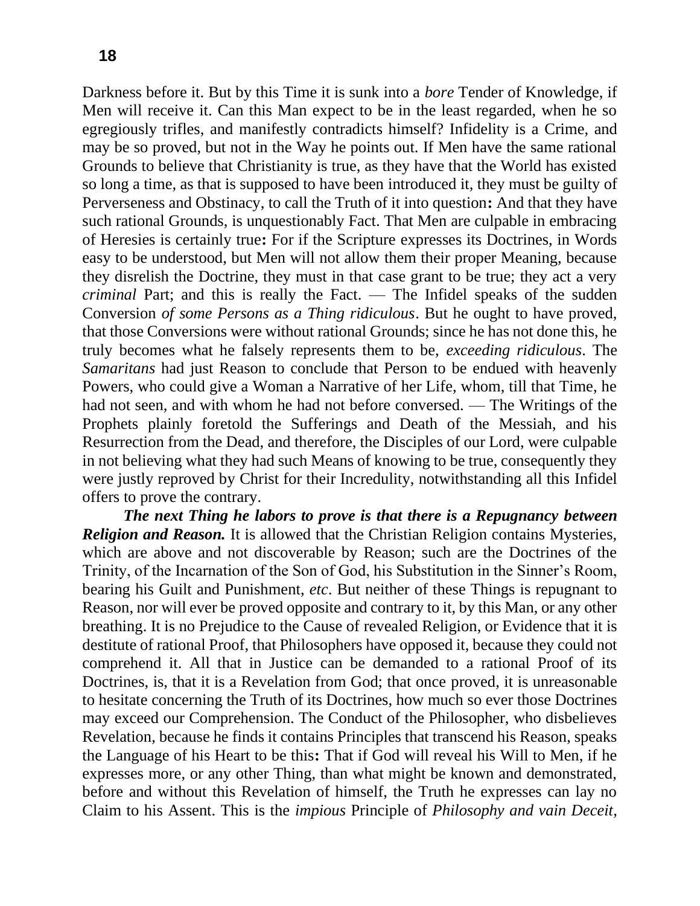Darkness before it. But by this Time it is sunk into a *bore* Tender of Knowledge, if Men will receive it. Can this Man expect to be in the least regarded, when he so egregiously trifles, and manifestly contradicts himself? Infidelity is a Crime, and may be so proved, but not in the Way he points out. If Men have the same rational Grounds to believe that Christianity is true, as they have that the World has existed so long a time, as that is supposed to have been introduced it, they must be guilty of Perverseness and Obstinacy, to call the Truth of it into question**:** And that they have such rational Grounds, is unquestionably Fact. That Men are culpable in embracing of Heresies is certainly true**:** For if the Scripture expresses its Doctrines, in Words easy to be understood, but Men will not allow them their proper Meaning, because they disrelish the Doctrine, they must in that case grant to be true; they act a very *criminal* Part; and this is really the Fact. — The Infidel speaks of the sudden Conversion *of some Persons as a Thing ridiculous*. But he ought to have proved, that those Conversions were without rational Grounds; since he has not done this, he truly becomes what he falsely represents them to be, *exceeding ridiculous*. The *Samaritans* had just Reason to conclude that Person to be endued with heavenly Powers, who could give a Woman a Narrative of her Life, whom, till that Time, he had not seen, and with whom he had not before conversed. — The Writings of the Prophets plainly foretold the Sufferings and Death of the Messiah, and his Resurrection from the Dead, and therefore, the Disciples of our Lord, were culpable in not believing what they had such Means of knowing to be true, consequently they were justly reproved by Christ for their Incredulity, notwithstanding all this Infidel offers to prove the contrary.

***The next Thing he labors to prove is that there is a Repugnancy between Religion and Reason.*** It is allowed that the Christian Religion contains Mysteries, which are above and not discoverable by Reason; such are the Doctrines of the Trinity, of the Incarnation of the Son of God, his Substitution in the Sinner's Room, bearing his Guilt and Punishment, *etc*. But neither of these Things is repugnant to Reason, nor will ever be proved opposite and contrary to it, by this Man, or any other breathing. It is no Prejudice to the Cause of revealed Religion, or Evidence that it is destitute of rational Proof, that Philosophers have opposed it, because they could not comprehend it. All that in Justice can be demanded to a rational Proof of its Doctrines, is, that it is a Revelation from God; that once proved, it is unreasonable to hesitate concerning the Truth of its Doctrines, how much so ever those Doctrines may exceed our Comprehension. The Conduct of the Philosopher, who disbelieves Revelation, because he finds it contains Principles that transcend his Reason, speaks the Language of his Heart to be this**:** That if God will reveal his Will to Men, if he expresses more, or any other Thing, than what might be known and demonstrated, before and without this Revelation of himself, the Truth he expresses can lay no Claim to his Assent. This is the *impious* Principle of *Philosophy and vain Deceit*,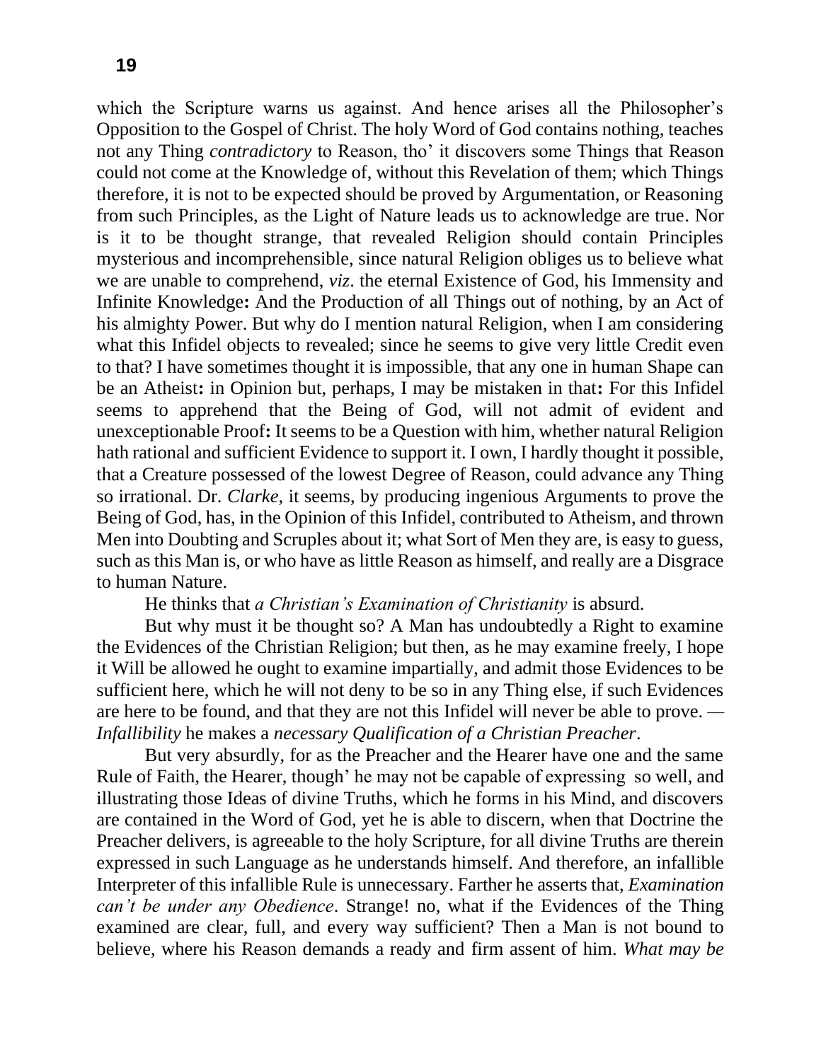which the Scripture warns us against. And hence arises all the Philosopher's Opposition to the Gospel of Christ. The holy Word of God contains nothing, teaches not any Thing *contradictory* to Reason, tho' it discovers some Things that Reason could not come at the Knowledge of, without this Revelation of them; which Things therefore, it is not to be expected should be proved by Argumentation, or Reasoning from such Principles, as the Light of Nature leads us to acknowledge are true. Nor is it to be thought strange, that revealed Religion should contain Principles mysterious and incomprehensible, since natural Religion obliges us to believe what we are unable to comprehend, *viz*. the eternal Existence of God, his Immensity and Infinite Knowledge**:** And the Production of all Things out of nothing, by an Act of his almighty Power. But why do I mention natural Religion, when I am considering what this Infidel objects to revealed; since he seems to give very little Credit even to that? I have sometimes thought it is impossible, that any one in human Shape can be an Atheist**:** in Opinion but, perhaps, I may be mistaken in that**:** For this Infidel seems to apprehend that the Being of God, will not admit of evident and unexceptionable Proof**:** It seems to be a Question with him, whether natural Religion hath rational and sufficient Evidence to support it. I own, I hardly thought it possible, that a Creature possessed of the lowest Degree of Reason, could advance any Thing so irrational. Dr. *Clarke*, it seems, by producing ingenious Arguments to prove the Being of God, has, in the Opinion of this Infidel, contributed to Atheism, and thrown Men into Doubting and Scruples about it; what Sort of Men they are, is easy to guess, such as this Man is, or who have as little Reason as himself, and really are a Disgrace to human Nature.

He thinks that *a Christian's Examination of Christianity* is absurd.

But why must it be thought so? A Man has undoubtedly a Right to examine the Evidences of the Christian Religion; but then, as he may examine freely, I hope it Will be allowed he ought to examine impartially, and admit those Evidences to be sufficient here, which he will not deny to be so in any Thing else, if such Evidences are here to be found, and that they are not this Infidel will never be able to prove. — *Infallibility* he makes a *necessary Qualification of a Christian Preacher*.

But very absurdly, for as the Preacher and the Hearer have one and the same Rule of Faith, the Hearer, though' he may not be capable of expressing so well, and illustrating those Ideas of divine Truths, which he forms in his Mind, and discovers are contained in the Word of God, yet he is able to discern, when that Doctrine the Preacher delivers, is agreeable to the holy Scripture, for all divine Truths are therein expressed in such Language as he understands himself. And therefore, an infallible Interpreter of this infallible Rule is unnecessary. Farther he asserts that, *Examination can't be under any Obedience*. Strange! no, what if the Evidences of the Thing examined are clear, full, and every way sufficient? Then a Man is not bound to believe, where his Reason demands a ready and firm assent of him. *What may be*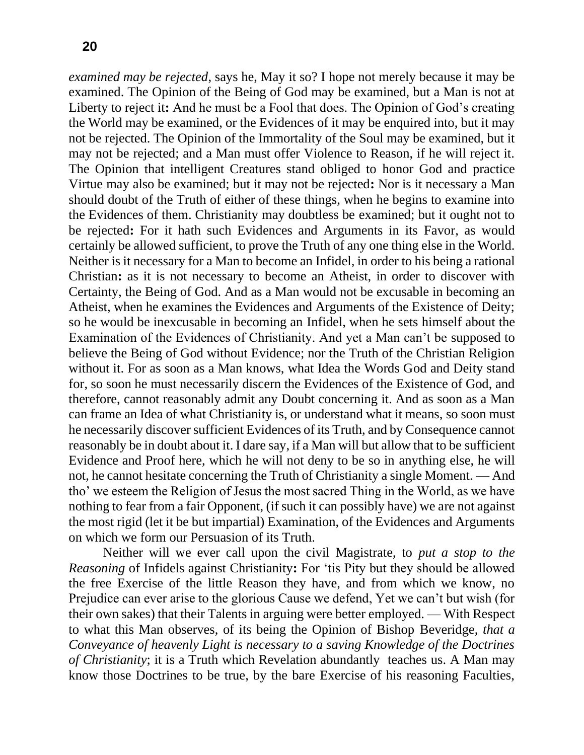*examined may be rejected*, says he, May it so? I hope not merely because it may be examined. The Opinion of the Being of God may be examined, but a Man is not at Liberty to reject it**:** And he must be a Fool that does. The Opinion of God's creating the World may be examined, or the Evidences of it may be enquired into, but it may not be rejected. The Opinion of the Immortality of the Soul may be examined, but it may not be rejected; and a Man must offer Violence to Reason, if he will reject it. The Opinion that intelligent Creatures stand obliged to honor God and practice Virtue may also be examined; but it may not be rejected**:** Nor is it necessary a Man should doubt of the Truth of either of these things, when he begins to examine into the Evidences of them. Christianity may doubtless be examined; but it ought not to be rejected**:** For it hath such Evidences and Arguments in its Favor, as would certainly be allowed sufficient, to prove the Truth of any one thing else in the World. Neither is it necessary for a Man to become an Infidel, in order to his being a rational Christian**:** as it is not necessary to become an Atheist, in order to discover with Certainty, the Being of God. And as a Man would not be excusable in becoming an Atheist, when he examines the Evidences and Arguments of the Existence of Deity; so he would be inexcusable in becoming an Infidel, when he sets himself about the Examination of the Evidences of Christianity. And yet a Man can't be supposed to believe the Being of God without Evidence; nor the Truth of the Christian Religion without it. For as soon as a Man knows, what Idea the Words God and Deity stand for, so soon he must necessarily discern the Evidences of the Existence of God, and therefore, cannot reasonably admit any Doubt concerning it. And as soon as a Man can frame an Idea of what Christianity is, or understand what it means, so soon must he necessarily discover sufficient Evidences of its Truth, and by Consequence cannot reasonably be in doubt about it. I dare say, if a Man will but allow that to be sufficient Evidence and Proof here, which he will not deny to be so in anything else, he will not, he cannot hesitate concerning the Truth of Christianity a single Moment. — And tho' we esteem the Religion of Jesus the most sacred Thing in the World, as we have nothing to fear from a fair Opponent, (if such it can possibly have) we are not against the most rigid (let it be but impartial) Examination, of the Evidences and Arguments on which we form our Persuasion of its Truth.

Neither will we ever call upon the civil Magistrate, to *put a stop to the Reasoning* of Infidels against Christianity**:** For 'tis Pity but they should be allowed the free Exercise of the little Reason they have, and from which we know, no Prejudice can ever arise to the glorious Cause we defend, Yet we can't but wish (for their own sakes) that their Talents in arguing were better employed. — With Respect to what this Man observes, of its being the Opinion of Bishop Beveridge, *that a Conveyance of heavenly Light is necessary to a saving Knowledge of the Doctrines of Christianity*; it is a Truth which Revelation abundantly teaches us. A Man may know those Doctrines to be true, by the bare Exercise of his reasoning Faculties,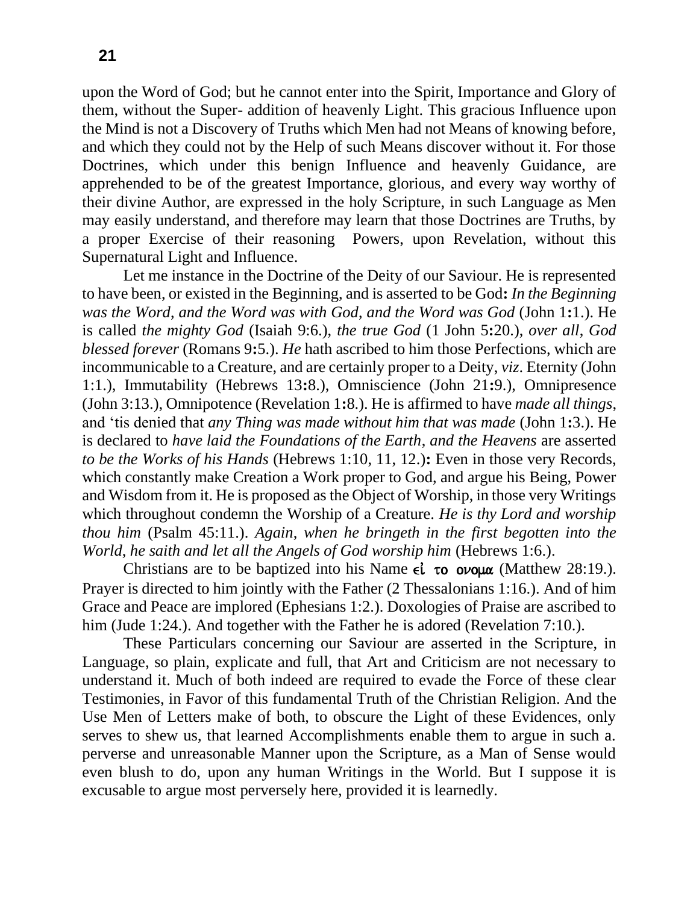upon the Word of God; but he cannot enter into the Spirit, Importance and Glory of them, without the Super- addition of heavenly Light. This gracious Influence upon the Mind is not a Discovery of Truths which Men had not Means of knowing before, and which they could not by the Help of such Means discover without it. For those Doctrines, which under this benign Influence and heavenly Guidance, are apprehended to be of the greatest Importance, glorious, and every way worthy of their divine Author, are expressed in the holy Scripture, in such Language as Men may easily understand, and therefore may learn that those Doctrines are Truths, by a proper Exercise of their reasoning Powers, upon Revelation, without this Supernatural Light and Influence.

Let me instance in the Doctrine of the Deity of our Saviour. He is represented to have been, or existed in the Beginning, and is asserted to be God**:** *In the Beginning was the Word*, *and the Word was with God*, *and the Word was God* (John 1**:**1.). He is called *the mighty God* (Isaiah 9:6.), *the true God* (1 John 5**:**20.), *over all*, *God blessed forever* (Romans 9**:**5.). *He* hath ascribed to him those Perfections, which are incommunicable to a Creature, and are certainly proper to a Deity, *viz*. Eternity (John 1:1.), Immutability (Hebrews 13**:**8.), Omniscience (John 21**:**9.), Omnipresence (John 3:13.), Omnipotence (Revelation 1**:**8.). He is affirmed to have *made all things*, and 'tis denied that *any Thing was made without him that was made* (John 1**:**3.). He is declared to *have laid the Foundations of the Earth*, *and the Heavens* are asserted *to be the Works of his Hands* (Hebrews 1:10, 11, 12.)**:** Even in those very Records, which constantly make Creation a Work proper to God, and argue his Being, Power and Wisdom from it. He is proposed as the Object of Worship, in those very Writings which throughout condemn the Worship of a Creature. *He is thy Lord and worship thou him* (Psalm 45:11.). *Again, when he bringeth in the first begotten into the World, he saith and let all the Angels of God worship him* (Hebrews 1:6.).

Christians are to be baptized into his Name **εἰ το ονομα** (Matthew 28:19.). Prayer is directed to him jointly with the Father (2 Thessalonians 1:16.). And of him Grace and Peace are implored (Ephesians 1:2.). Doxologies of Praise are ascribed to him (Jude 1:24.). And together with the Father he is adored (Revelation 7:10.).

These Particulars concerning our Saviour are asserted in the Scripture, in Language, so plain, explicate and full, that Art and Criticism are not necessary to understand it. Much of both indeed are required to evade the Force of these clear Testimonies, in Favor of this fundamental Truth of the Christian Religion. And the Use Men of Letters make of both, to obscure the Light of these Evidences, only serves to shew us, that learned Accomplishments enable them to argue in such a. perverse and unreasonable Manner upon the Scripture, as a Man of Sense would even blush to do, upon any human Writings in the World. But I suppose it is excusable to argue most perversely here, provided it is learnedly.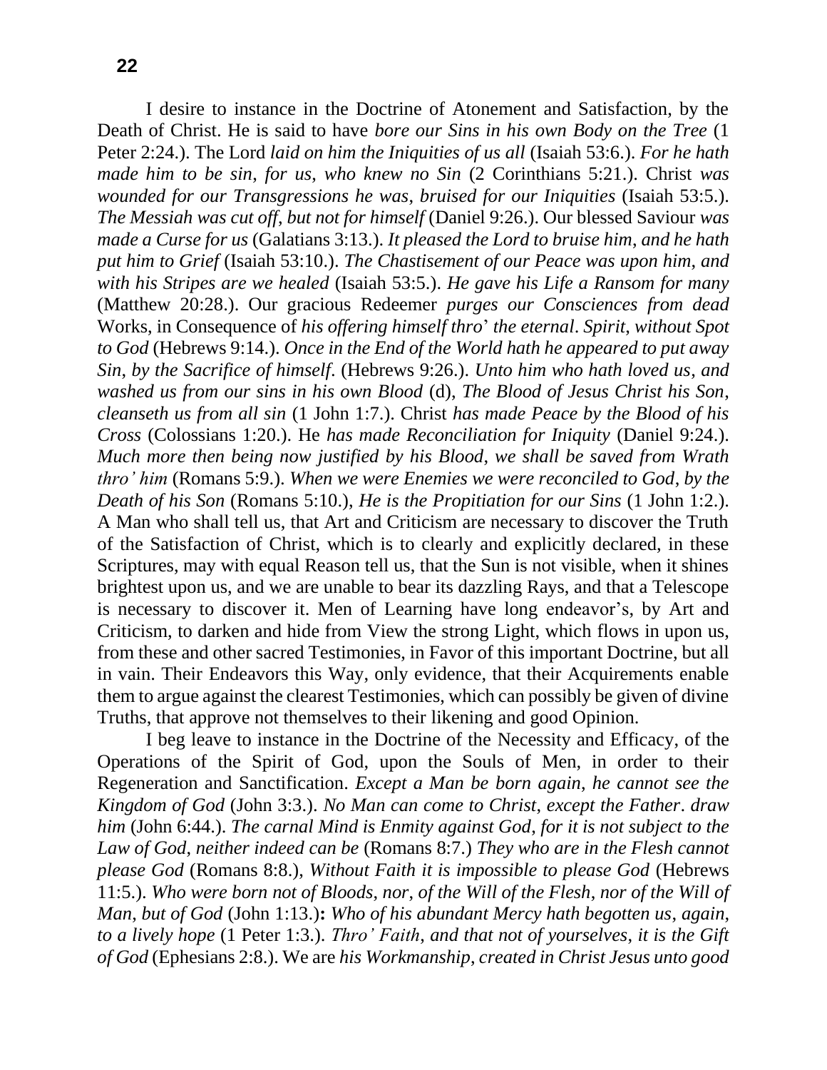I desire to instance in the Doctrine of Atonement and Satisfaction, by the Death of Christ. He is said to have *bore our Sins in his own Body on the Tree* (1 Peter 2:24.). The Lord *laid on him the Iniquities of us all* (Isaiah 53:6.). *For he hath made him to be sin, for us, who knew no Sin* (2 Corinthians 5:21.). Christ *was wounded for our Transgressions he was, bruised for our Iniquities* (Isaiah 53:5.). *The Messiah was cut off, but not for himself* (Daniel 9:26.). Our blessed Saviour *was made a Curse for us* (Galatians 3:13.). *It pleased the Lord to bruise him, and he hath put him to Grief* (Isaiah 53:10.). *The Chastisement of our Peace was upon him, and with his Stripes are we healed* (Isaiah 53:5.). *He gave his Life a Ransom for many* (Matthew 20:28.). Our gracious Redeemer *purges our Consciences from dead* Works, in Consequence of *his offering himself thro' the eternal. Spirit, without Spot to God* (Hebrews 9:14.). *Once in the End of the World hath he appeared to put away Sin, by the Sacrifice of himself.* (Hebrews 9:26.). *Unto him who hath loved us, and washed us from our sins in his own Blood* (d), *The Blood of Jesus Christ his Son, cleanseth us from all sin* (1 John 1:7.). Christ *has made Peace by the Blood of his Cross* (Colossians 1:20.). He *has made Reconciliation for Iniquity* (Daniel 9:24.). *Much more then being now justified by his Blood, we shall be saved from Wrath thro' him* (Romans 5:9.). *When we were Enemies we were reconciled to God, by the Death of his Son* (Romans 5:10.), *He is the Propitiation for our Sins* (1 John 1:2.). A Man who shall tell us, that Art and Criticism are necessary to discover the Truth of the Satisfaction of Christ, which is to clearly and explicitly declared, in these Scriptures, may with equal Reason tell us, that the Sun is not visible, when it shines brightest upon us, and we are unable to bear its dazzling Rays, and that a Telescope is necessary to discover it. Men of Learning have long endeavor's, by Art and Criticism, to darken and hide from View the strong Light, which flows in upon us, from these and other sacred Testimonies, in Favor of this important Doctrine, but all in vain. Their Endeavors this Way, only evidence, that their Acquirements enable them to argue against the clearest Testimonies, which can possibly be given of divine Truths, that approve not themselves to their likening and good Opinion.

I beg leave to instance in the Doctrine of the Necessity and Efficacy, of the Operations of the Spirit of God, upon the Souls of Men, in order to their Regeneration and Sanctification. *Except a Man be born again, he cannot see the Kingdom of God* (John 3:3.). *No Man can come to Christ, except the Father. draw him* (John 6:44.). *The carnal Mind is Enmity against God, for it is not subject to the Law of God, neither indeed can be* (Romans 8:7.) *They who are in the Flesh cannot please God* (Romans 8:8.), *Without Faith it is impossible to please God* (Hebrews 11:5.). *Who were born not of Bloods, nor, of the Will of the Flesh, nor of the Will of Man, but of God* (John 1:13.)**:** *Who of his abundant Mercy hath begotten us, again, to a lively hope* (1 Peter 1:3.). *Thro' Faith, and that not of yourselves, it is the Gift of God* (Ephesians 2:8.). We are *his Workmanship, created in Christ Jesus unto good*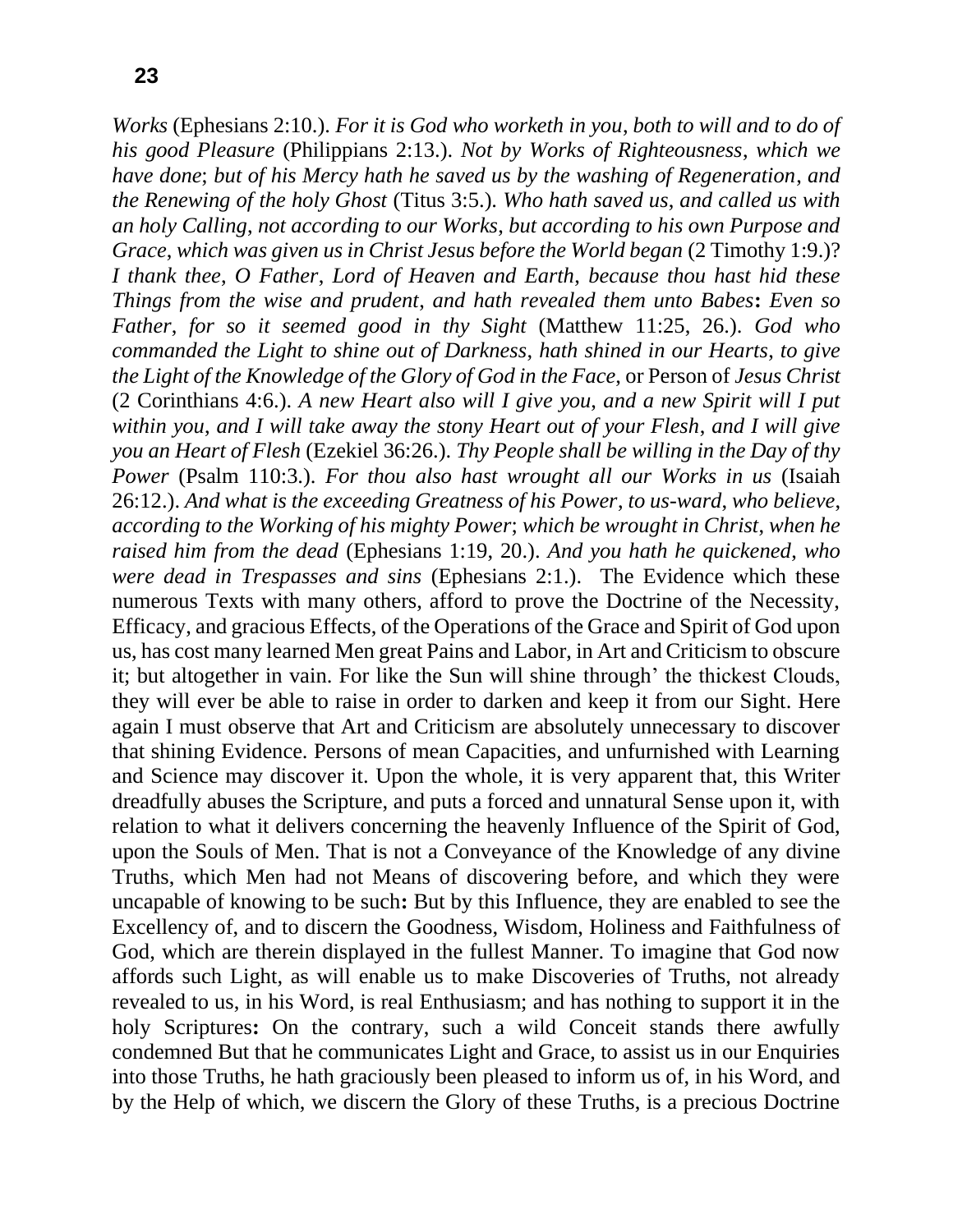*Works* (Ephesians 2:10.). *For it is God who worketh in you*, *both to will and to do of his good Pleasure* (Philippians 2:13.). *Not by Works of Righteousness*, *which we have done*; *but of his Mercy hath he saved us by the washing of Regeneration*, *and the Renewing of the holy Ghost* (Titus 3:5.). *Who hath saved us*, *and called us with an holy Calling*, *not according to our Works*, *but according to his own Purpose and Grace, which was given us in Christ Jesus before the World began* (2 Timothy 1:9.)? *I thank thee, O Father, Lord of Heaven and Earth, because thou hast hid these Things from the wise and prudent*, *and hath revealed them unto Babes***:** *Even so Father*, *for so it seemed good in thy Sight* (Matthew 11:25, 26.). *God who commanded the Light to shine out of Darkness*, *hath shined in our Hearts*, *to give the Light of the Knowledge of the Glory of God in the Face,* or Person of *Jesus Christ* (2 Corinthians 4:6.). *A new Heart also will I give you*, *and a new Spirit will I put within you*, *and I will take away the stony Heart out of your Flesh*, *and I will give you an Heart of Flesh* (Ezekiel 36:26.). *Thy People shall be willing in the Day of thy Power* (Psalm 110:3.). *For thou also hast wrought all our Works in us* (Isaiah 26:12.). *And what is the exceeding Greatness of his Power*, *to us-ward*, *who believe*, *according to the Working of his mighty Power*; *which be wrought in Christ*, *when he raised him from the dead* (Ephesians 1:19, 20.). *And you hath he quickened*, *who were dead in Trespasses and sins* (Ephesians 2:1.). The Evidence which these numerous Texts with many others, afford to prove the Doctrine of the Necessity, Efficacy, and gracious Effects, of the Operations of the Grace and Spirit of God upon us, has cost many learned Men great Pains and Labor, in Art and Criticism to obscure it; but altogether in vain. For like the Sun will shine through' the thickest Clouds, they will ever be able to raise in order to darken and keep it from our Sight. Here again I must observe that Art and Criticism are absolutely unnecessary to discover that shining Evidence. Persons of mean Capacities, and unfurnished with Learning and Science may discover it. Upon the whole, it is very apparent that, this Writer dreadfully abuses the Scripture, and puts a forced and unnatural Sense upon it, with relation to what it delivers concerning the heavenly Influence of the Spirit of God, upon the Souls of Men. That is not a Conveyance of the Knowledge of any divine Truths, which Men had not Means of discovering before, and which they were uncapable of knowing to be such**:** But by this Influence, they are enabled to see the Excellency of, and to discern the Goodness, Wisdom, Holiness and Faithfulness of God, which are therein displayed in the fullest Manner. To imagine that God now affords such Light, as will enable us to make Discoveries of Truths, not already revealed to us, in his Word, is real Enthusiasm; and has nothing to support it in the holy Scriptures**:** On the contrary, such a wild Conceit stands there awfully condemned But that he communicates Light and Grace, to assist us in our Enquiries into those Truths, he hath graciously been pleased to inform us of, in his Word, and by the Help of which, we discern the Glory of these Truths, is a precious Doctrine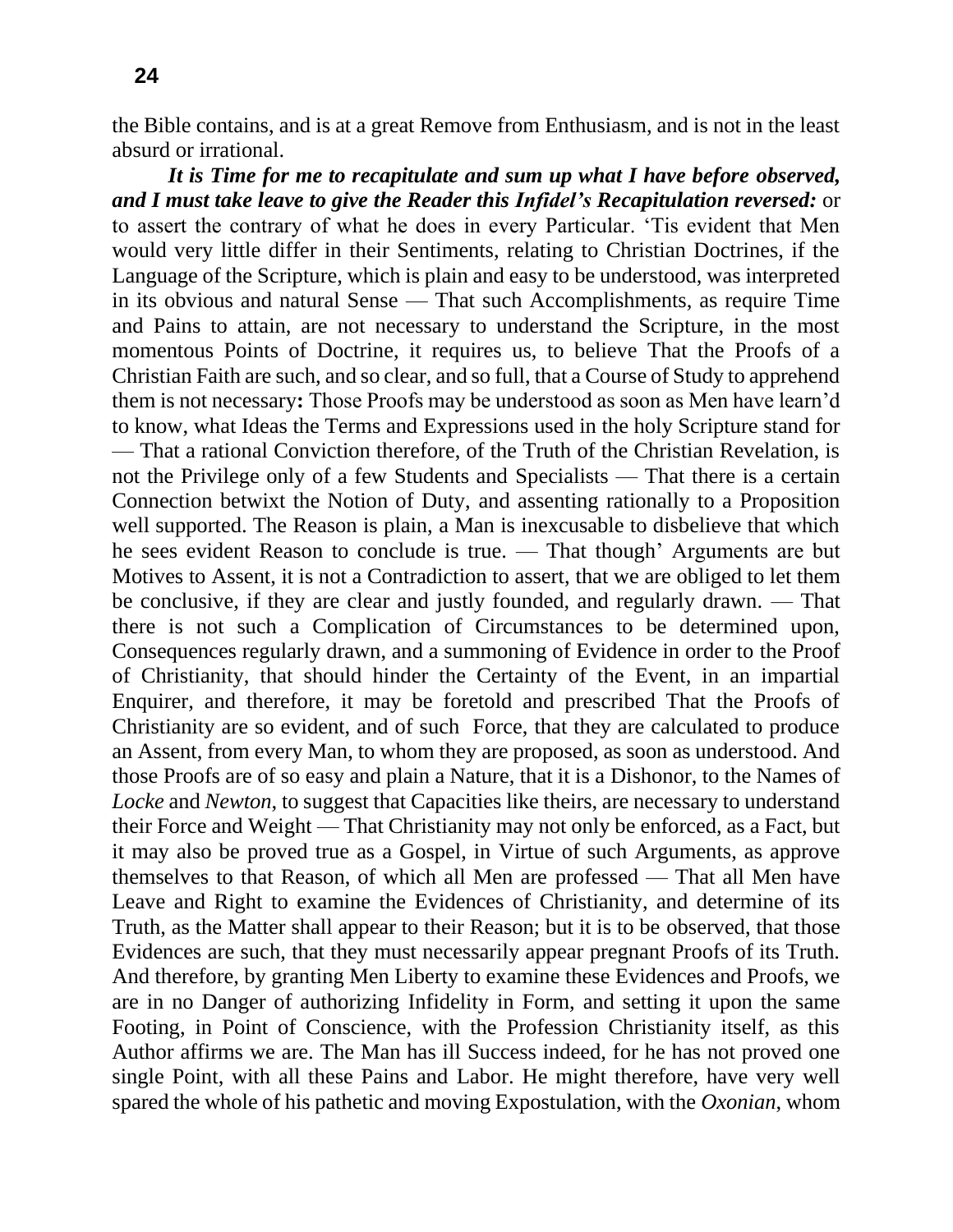the Bible contains, and is at a great Remove from Enthusiasm, and is not in the least absurd or irrational.

***It is Time for me to recapitulate and sum up what I have before observed, and I must take leave to give the Reader this Infidel's Recapitulation reversed:*** or to assert the contrary of what he does in every Particular. 'Tis evident that Men would very little differ in their Sentiments, relating to Christian Doctrines, if the Language of the Scripture, which is plain and easy to be understood, was interpreted in its obvious and natural Sense — That such Accomplishments, as require Time and Pains to attain, are not necessary to understand the Scripture, in the most momentous Points of Doctrine, it requires us, to believe That the Proofs of a Christian Faith are such, and so clear, and so full, that a Course of Study to apprehend them is not necessary**:** Those Proofs may be understood as soon as Men have learn'd to know, what Ideas the Terms and Expressions used in the holy Scripture stand for — That a rational Conviction therefore, of the Truth of the Christian Revelation, is not the Privilege only of a few Students and Specialists — That there is a certain Connection betwixt the Notion of Duty, and assenting rationally to a Proposition well supported. The Reason is plain, a Man is inexcusable to disbelieve that which he sees evident Reason to conclude is true. — That though' Arguments are but Motives to Assent, it is not a Contradiction to assert, that we are obliged to let them be conclusive, if they are clear and justly founded, and regularly drawn. — That there is not such a Complication of Circumstances to be determined upon, Consequences regularly drawn, and a summoning of Evidence in order to the Proof of Christianity, that should hinder the Certainty of the Event, in an impartial Enquirer, and therefore, it may be foretold and prescribed That the Proofs of Christianity are so evident, and of such Force, that they are calculated to produce an Assent, from every Man, to whom they are proposed, as soon as understood. And those Proofs are of so easy and plain a Nature, that it is a Dishonor, to the Names of *Locke* and *Newton*, to suggest that Capacities like theirs, are necessary to understand their Force and Weight — That Christianity may not only be enforced, as a Fact, but it may also be proved true as a Gospel, in Virtue of such Arguments, as approve themselves to that Reason, of which all Men are professed — That all Men have Leave and Right to examine the Evidences of Christianity, and determine of its Truth, as the Matter shall appear to their Reason; but it is to be observed, that those Evidences are such, that they must necessarily appear pregnant Proofs of its Truth. And therefore, by granting Men Liberty to examine these Evidences and Proofs, we are in no Danger of authorizing Infidelity in Form, and setting it upon the same Footing, in Point of Conscience, with the Profession Christianity itself, as this Author affirms we are. The Man has ill Success indeed, for he has not proved one single Point, with all these Pains and Labor. He might therefore, have very well spared the whole of his pathetic and moving Expostulation, with the *Oxonian*, whom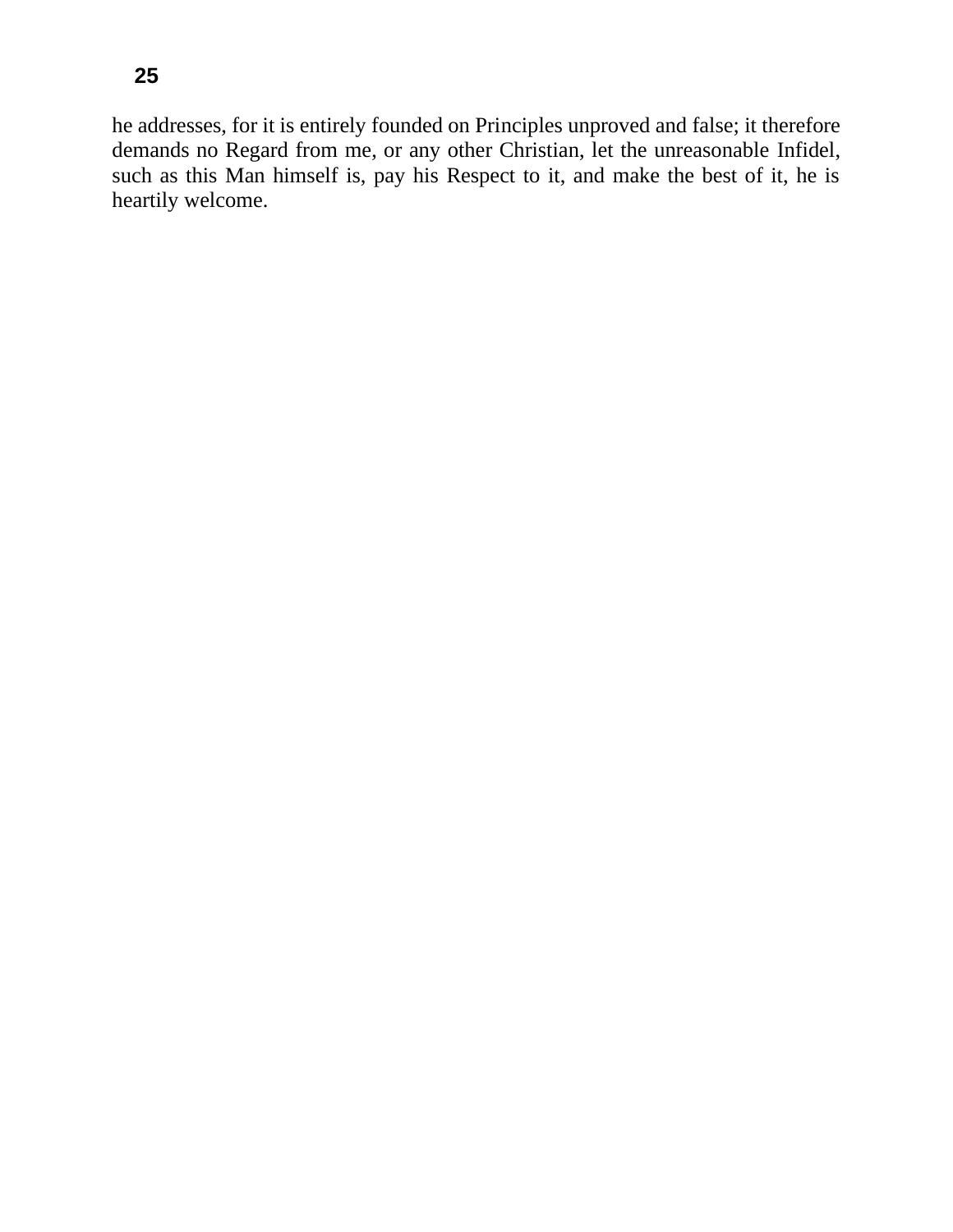he addresses, for it is entirely founded on Principles unproved and false; it therefore demands no Regard from me, or any other Christian, let the unreasonable Infidel, such as this Man himself is, pay his Respect to it, and make the best of it, he is heartily welcome.